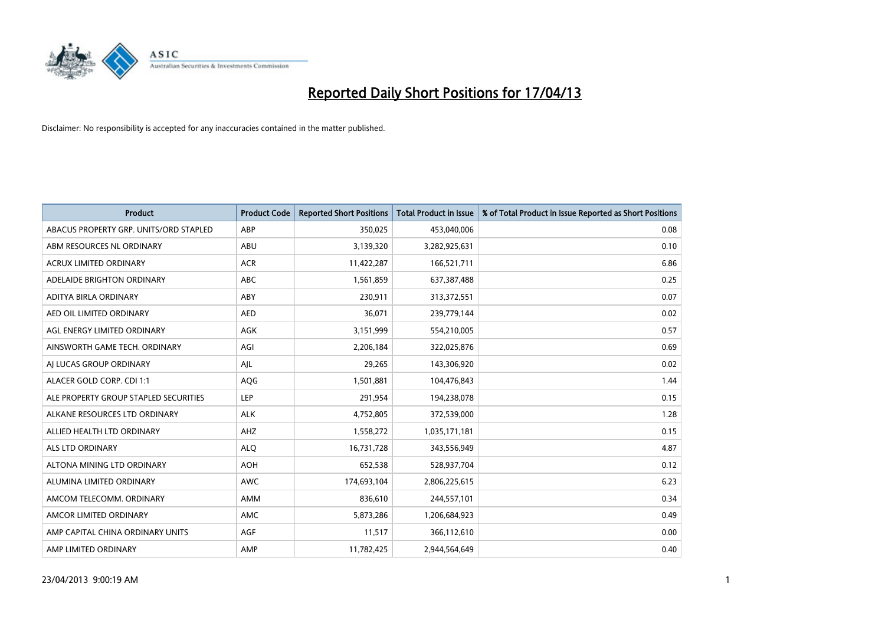# Reported Daily Short Positions for 17/04/13

Disclaimer: No responsibility is accepted for any inaccuracies contained in the matter published.

| Product | Product Code | Reported Short Positions | Total Product in Issue | % of Total Product in Issue Reported as Short Positions |
|---|---|---|---|---|
| ABACUS PROPERTY GRP. UNITS/ORD STAPLED | ABP | 350,025 | 453,040,006 | 0.08 |
| ABM RESOURCES NL ORDINARY | ABU | 3,139,320 | 3,282,925,631 | 0.10 |
| ACRUX LIMITED ORDINARY | ACR | 11,422,287 | 166,521,711 | 6.86 |
| ADELAIDE BRIGHTON ORDINARY | ABC | 1,561,859 | 637,387,488 | 0.25 |
| ADITYA BIRLA ORDINARY | ABY | 230,911 | 313,372,551 | 0.07 |
| AED OIL LIMITED ORDINARY | AED | 36,071 | 239,779,144 | 0.02 |
| AGL ENERGY LIMITED ORDINARY | AGK | 3,151,999 | 554,210,005 | 0.57 |
| AINSWORTH GAME TECH. ORDINARY | AGI | 2,206,184 | 322,025,876 | 0.69 |
| AJ LUCAS GROUP ORDINARY | AJL | 29,265 | 143,306,920 | 0.02 |
| ALACER GOLD CORP. CDI 1:1 | AQG | 1,501,881 | 104,476,843 | 1.44 |
| ALE PROPERTY GROUP STAPLED SECURITIES | LEP | 291,954 | 194,238,078 | 0.15 |
| ALKANE RESOURCES LTD ORDINARY | ALK | 4,752,805 | 372,539,000 | 1.28 |
| ALLIED HEALTH LTD ORDINARY | AHZ | 1,558,272 | 1,035,171,181 | 0.15 |
| ALS LTD ORDINARY | ALQ | 16,731,728 | 343,556,949 | 4.87 |
| ALTONA MINING LTD ORDINARY | AOH | 652,538 | 528,937,704 | 0.12 |
| ALUMINA LIMITED ORDINARY | AWC | 174,693,104 | 2,806,225,615 | 6.23 |
| AMCOM TELECOMM. ORDINARY | AMM | 836,610 | 244,557,101 | 0.34 |
| AMCOR LIMITED ORDINARY | AMC | 5,873,286 | 1,206,684,923 | 0.49 |
| AMP CAPITAL CHINA ORDINARY UNITS | AGF | 11,517 | 366,112,610 | 0.00 |
| AMP LIMITED ORDINARY | AMP | 11,782,425 | 2,944,564,649 | 0.40 |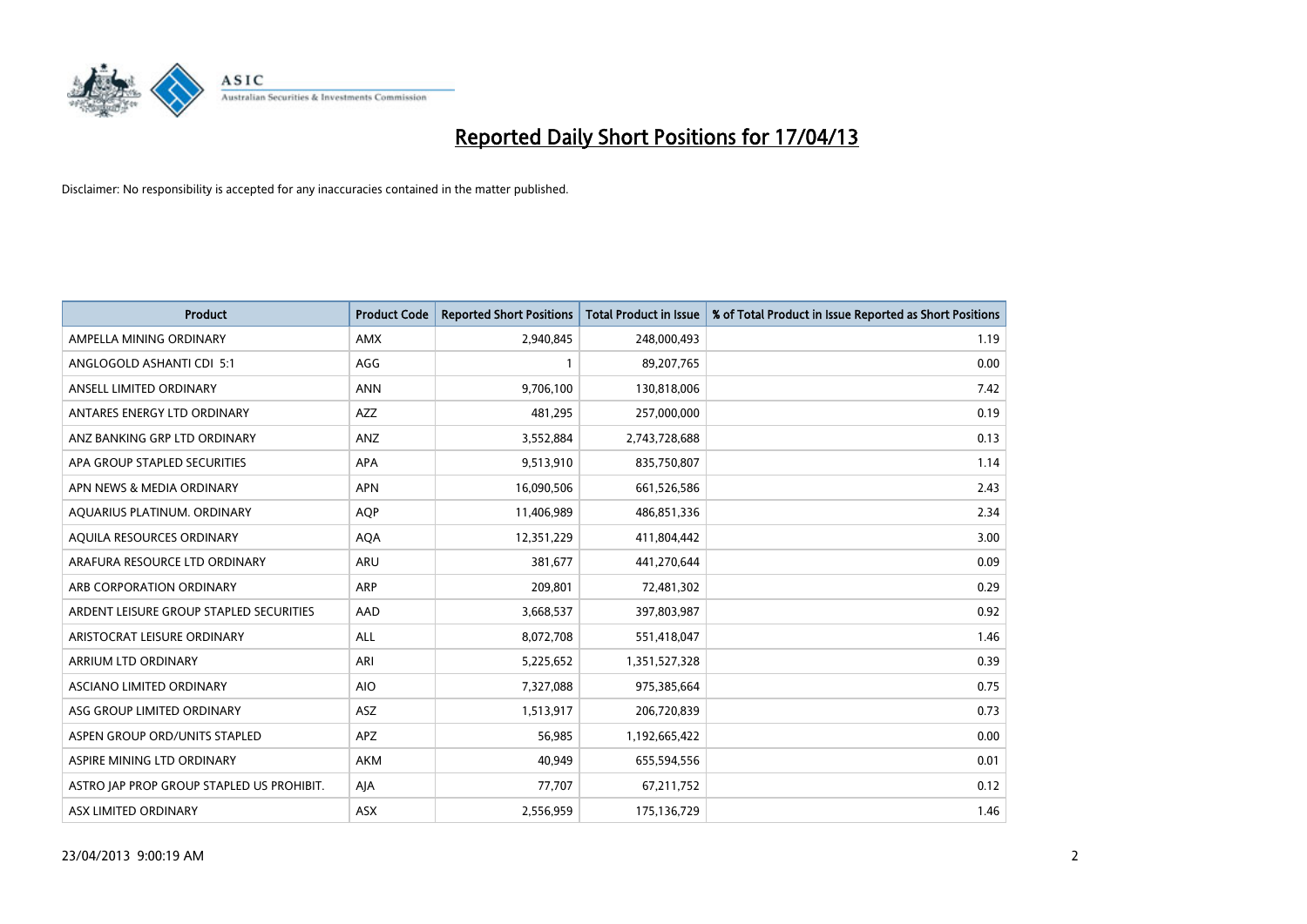# Reported Daily Short Positions for 17/04/13

Disclaimer: No responsibility is accepted for any inaccuracies contained in the matter published.

| Product | Product Code | Reported Short Positions | Total Product in Issue | % of Total Product in Issue Reported as Short Positions |
|---|---|---|---|---|
| AMPELLA MINING ORDINARY | AMX | 2,940,845 | 248,000,493 | 1.19 |
| ANGLOGOLD ASHANTI CDI 5:1 | AGG | 1 | 89,207,765 | 0.00 |
| ANSELL LIMITED ORDINARY | ANN | 9,706,100 | 130,818,006 | 7.42 |
| ANTARES ENERGY LTD ORDINARY | AZZ | 481,295 | 257,000,000 | 0.19 |
| ANZ BANKING GRP LTD ORDINARY | ANZ | 3,552,884 | 2,743,728,688 | 0.13 |
| APA GROUP STAPLED SECURITIES | APA | 9,513,910 | 835,750,807 | 1.14 |
| APN NEWS & MEDIA ORDINARY | APN | 16,090,506 | 661,526,586 | 2.43 |
| AQUARIUS PLATINUM. ORDINARY | AQP | 11,406,989 | 486,851,336 | 2.34 |
| AQUILA RESOURCES ORDINARY | AQA | 12,351,229 | 411,804,442 | 3.00 |
| ARAFURA RESOURCE LTD ORDINARY | ARU | 381,677 | 441,270,644 | 0.09 |
| ARB CORPORATION ORDINARY | ARP | 209,801 | 72,481,302 | 0.29 |
| ARDENT LEISURE GROUP STAPLED SECURITIES | AAD | 3,668,537 | 397,803,987 | 0.92 |
| ARISTOCRAT LEISURE ORDINARY | ALL | 8,072,708 | 551,418,047 | 1.46 |
| ARRIUM LTD ORDINARY | ARI | 5,225,652 | 1,351,527,328 | 0.39 |
| ASCIANO LIMITED ORDINARY | AIO | 7,327,088 | 975,385,664 | 0.75 |
| ASG GROUP LIMITED ORDINARY | ASZ | 1,513,917 | 206,720,839 | 0.73 |
| ASPEN GROUP ORD/UNITS STAPLED | APZ | 56,985 | 1,192,665,422 | 0.00 |
| ASPIRE MINING LTD ORDINARY | AKM | 40,949 | 655,594,556 | 0.01 |
| ASTRO JAP PROP GROUP STAPLED US PROHIBIT. | AJA | 77,707 | 67,211,752 | 0.12 |
| ASX LIMITED ORDINARY | ASX | 2,556,959 | 175,136,729 | 1.46 |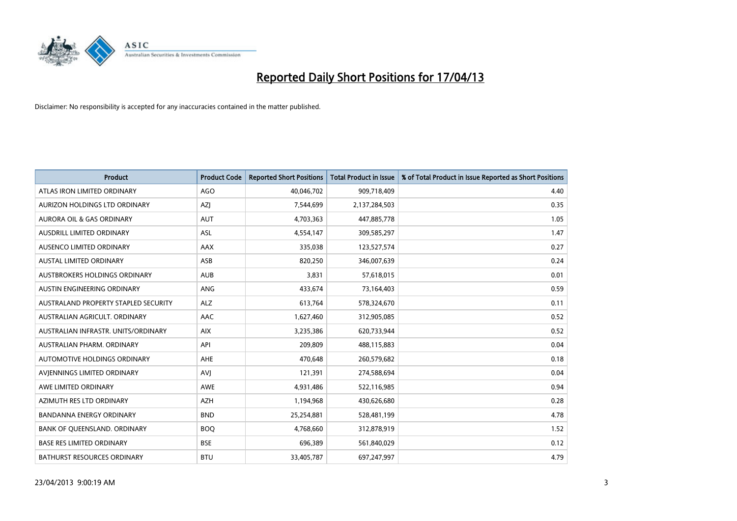# Reported Daily Short Positions for 17/04/13

Disclaimer: No responsibility is accepted for any inaccuracies contained in the matter published.

| Product | Product Code | Reported Short Positions | Total Product in Issue | % of Total Product in Issue Reported as Short Positions |
|---|---|---|---|---|
| ATLAS IRON LIMITED ORDINARY | AGO | 40,046,702 | 909,718,409 | 4.40 |
| AURIZON HOLDINGS LTD ORDINARY | AZJ | 7,544,699 | 2,137,284,503 | 0.35 |
| AURORA OIL & GAS ORDINARY | AUT | 4,703,363 | 447,885,778 | 1.05 |
| AUSDRILL LIMITED ORDINARY | ASL | 4,554,147 | 309,585,297 | 1.47 |
| AUSENCO LIMITED ORDINARY | AAX | 335,038 | 123,527,574 | 0.27 |
| AUSTAL LIMITED ORDINARY | ASB | 820,250 | 346,007,639 | 0.24 |
| AUSTBROKERS HOLDINGS ORDINARY | AUB | 3,831 | 57,618,015 | 0.01 |
| AUSTIN ENGINEERING ORDINARY | ANG | 433,674 | 73,164,403 | 0.59 |
| AUSTRALAND PROPERTY STAPLED SECURITY | ALZ | 613,764 | 578,324,670 | 0.11 |
| AUSTRALIAN AGRICULT. ORDINARY | AAC | 1,627,460 | 312,905,085 | 0.52 |
| AUSTRALIAN INFRASTR. UNITS/ORDINARY | AIX | 3,235,386 | 620,733,944 | 0.52 |
| AUSTRALIAN PHARM. ORDINARY | API | 209,809 | 488,115,883 | 0.04 |
| AUTOMOTIVE HOLDINGS ORDINARY | AHE | 470,648 | 260,579,682 | 0.18 |
| AVJENNINGS LIMITED ORDINARY | AVJ | 121,391 | 274,588,694 | 0.04 |
| AWE LIMITED ORDINARY | AWE | 4,931,486 | 522,116,985 | 0.94 |
| AZIMUTH RES LTD ORDINARY | AZH | 1,194,968 | 430,626,680 | 0.28 |
| BANDANNA ENERGY ORDINARY | BND | 25,254,881 | 528,481,199 | 4.78 |
| BANK OF QUEENSLAND. ORDINARY | BOQ | 4,768,660 | 312,878,919 | 1.52 |
| BASE RES LIMITED ORDINARY | BSE | 696,389 | 561,840,029 | 0.12 |
| BATHURST RESOURCES ORDINARY | BTU | 33,405,787 | 697,247,997 | 4.79 |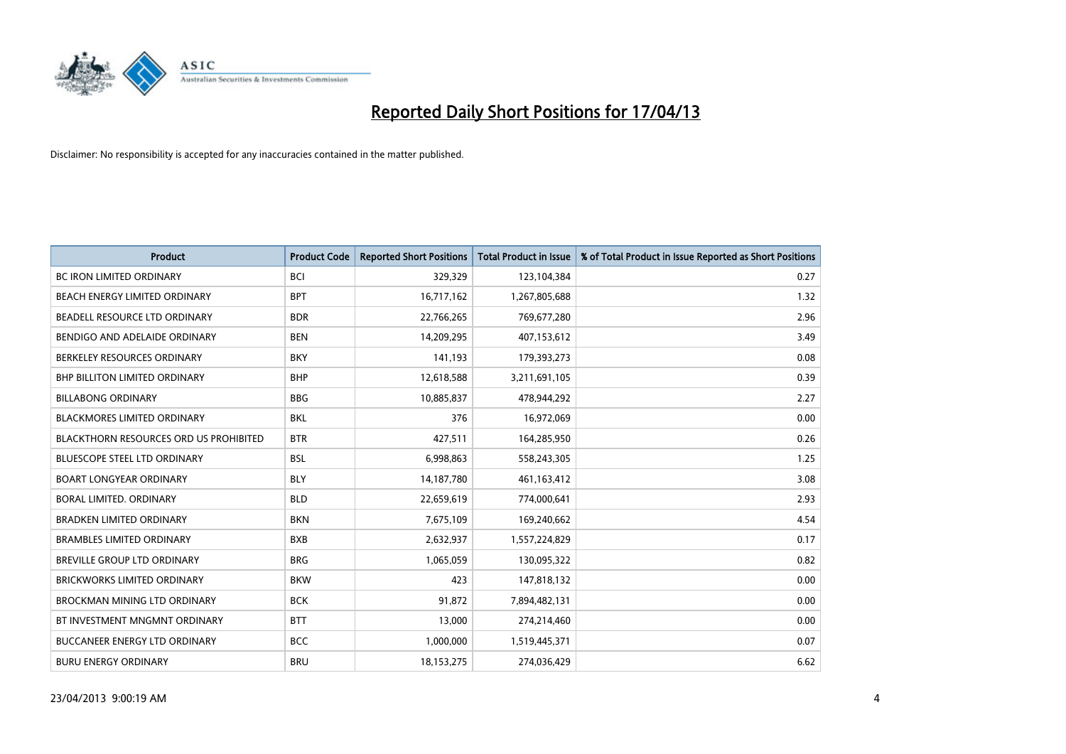# Reported Daily Short Positions for 17/04/13

Disclaimer: No responsibility is accepted for any inaccuracies contained in the matter published.

| Product | Product Code | Reported Short Positions | Total Product in Issue | % of Total Product in Issue Reported as Short Positions |
|---|---|---|---|---|
| BC IRON LIMITED ORDINARY | BCI | 329,329 | 123,104,384 | 0.27 |
| BEACH ENERGY LIMITED ORDINARY | BPT | 16,717,162 | 1,267,805,688 | 1.32 |
| BEADELL RESOURCE LTD ORDINARY | BDR | 22,766,265 | 769,677,280 | 2.96 |
| BENDIGO AND ADELAIDE ORDINARY | BEN | 14,209,295 | 407,153,612 | 3.49 |
| BERKELEY RESOURCES ORDINARY | BKY | 141,193 | 179,393,273 | 0.08 |
| BHP BILLITON LIMITED ORDINARY | BHP | 12,618,588 | 3,211,691,105 | 0.39 |
| BILLABONG ORDINARY | BBG | 10,885,837 | 478,944,292 | 2.27 |
| BLACKMORES LIMITED ORDINARY | BKL | 376 | 16,972,069 | 0.00 |
| BLACKTHORN RESOURCES ORD US PROHIBITED | BTR | 427,511 | 164,285,950 | 0.26 |
| BLUESCOPE STEEL LTD ORDINARY | BSL | 6,998,863 | 558,243,305 | 1.25 |
| BOART LONGYEAR ORDINARY | BLY | 14,187,780 | 461,163,412 | 3.08 |
| BORAL LIMITED. ORDINARY | BLD | 22,659,619 | 774,000,641 | 2.93 |
| BRADKEN LIMITED ORDINARY | BKN | 7,675,109 | 169,240,662 | 4.54 |
| BRAMBLES LIMITED ORDINARY | BXB | 2,632,937 | 1,557,224,829 | 0.17 |
| BREVILLE GROUP LTD ORDINARY | BRG | 1,065,059 | 130,095,322 | 0.82 |
| BRICKWORKS LIMITED ORDINARY | BKW | 423 | 147,818,132 | 0.00 |
| BROCKMAN MINING LTD ORDINARY | BCK | 91,872 | 7,894,482,131 | 0.00 |
| BT INVESTMENT MNGMNT ORDINARY | BTT | 13,000 | 274,214,460 | 0.00 |
| BUCCANEER ENERGY LTD ORDINARY | BCC | 1,000,000 | 1,519,445,371 | 0.07 |
| BURU ENERGY ORDINARY | BRU | 18,153,275 | 274,036,429 | 6.62 |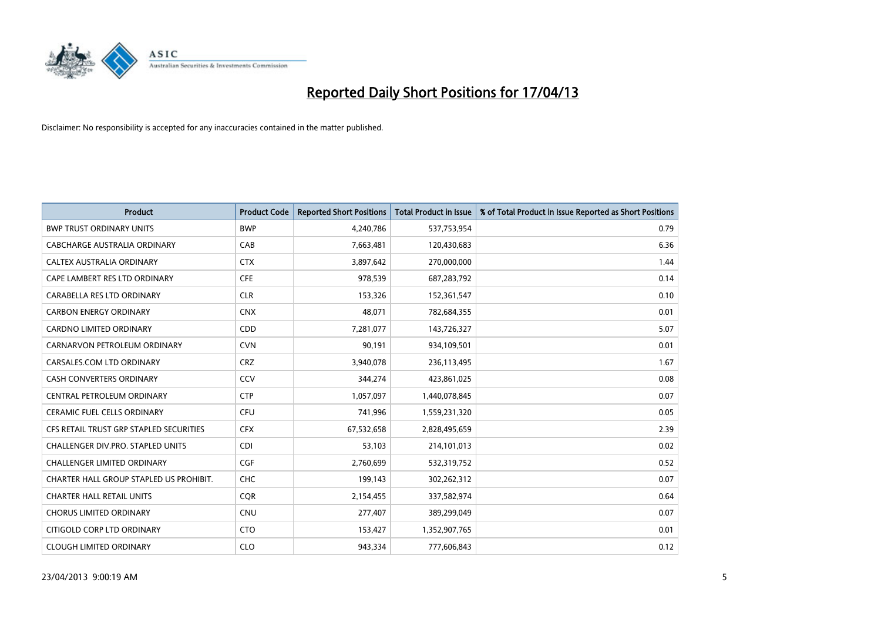# Reported Daily Short Positions for 17/04/13

Disclaimer: No responsibility is accepted for any inaccuracies contained in the matter published.

| Product | Product Code | Reported Short Positions | Total Product in Issue | % of Total Product in Issue Reported as Short Positions |
|---|---|---|---|---|
| BWP TRUST ORDINARY UNITS | BWP | 4,240,786 | 537,753,954 | 0.79 |
| CABCHARGE AUSTRALIA ORDINARY | CAB | 7,663,481 | 120,430,683 | 6.36 |
| CALTEX AUSTRALIA ORDINARY | CTX | 3,897,642 | 270,000,000 | 1.44 |
| CAPE LAMBERT RES LTD ORDINARY | CFE | 978,539 | 687,283,792 | 0.14 |
| CARABELLA RES LTD ORDINARY | CLR | 153,326 | 152,361,547 | 0.10 |
| CARBON ENERGY ORDINARY | CNX | 48,071 | 782,684,355 | 0.01 |
| CARDNO LIMITED ORDINARY | CDD | 7,281,077 | 143,726,327 | 5.07 |
| CARNARVON PETROLEUM ORDINARY | CVN | 90,191 | 934,109,501 | 0.01 |
| CARSALES.COM LTD ORDINARY | CRZ | 3,940,078 | 236,113,495 | 1.67 |
| CASH CONVERTERS ORDINARY | CCV | 344,274 | 423,861,025 | 0.08 |
| CENTRAL PETROLEUM ORDINARY | CTP | 1,057,097 | 1,440,078,845 | 0.07 |
| CERAMIC FUEL CELLS ORDINARY | CFU | 741,996 | 1,559,231,320 | 0.05 |
| CFS RETAIL TRUST GRP STAPLED SECURITIES | CFX | 67,532,658 | 2,828,495,659 | 2.39 |
| CHALLENGER DIV.PRO. STAPLED UNITS | CDI | 53,103 | 214,101,013 | 0.02 |
| CHALLENGER LIMITED ORDINARY | CGF | 2,760,699 | 532,319,752 | 0.52 |
| CHARTER HALL GROUP STAPLED US PROHIBIT. | CHC | 199,143 | 302,262,312 | 0.07 |
| CHARTER HALL RETAIL UNITS | CQR | 2,154,455 | 337,582,974 | 0.64 |
| CHORUS LIMITED ORDINARY | CNU | 277,407 | 389,299,049 | 0.07 |
| CITIGOLD CORP LTD ORDINARY | CTO | 153,427 | 1,352,907,765 | 0.01 |
| CLOUGH LIMITED ORDINARY | CLO | 943,334 | 777,606,843 | 0.12 |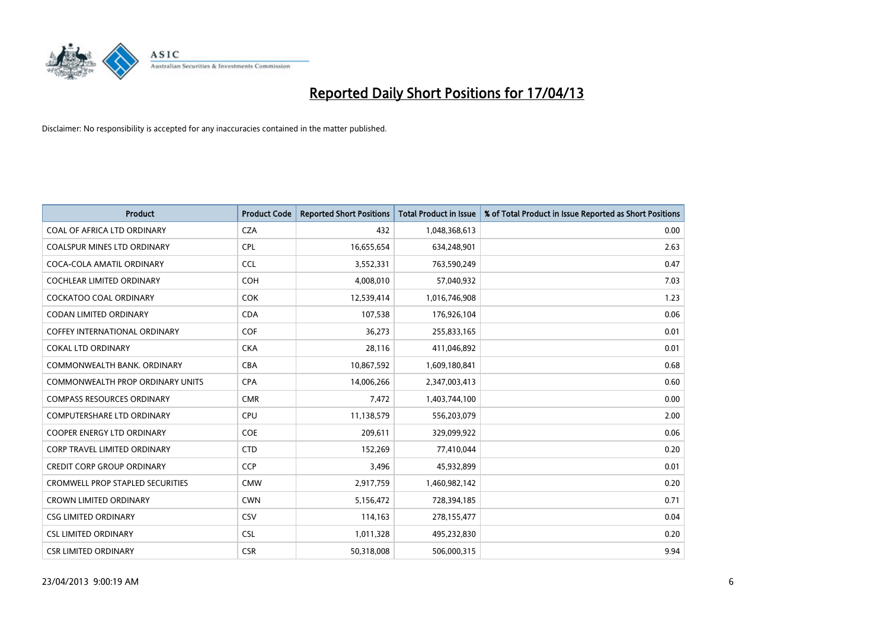# Reported Daily Short Positions for 17/04/13

Disclaimer: No responsibility is accepted for any inaccuracies contained in the matter published.

| Product | Product Code | Reported Short Positions | Total Product in Issue | % of Total Product in Issue Reported as Short Positions |
|---|---|---|---|---|
| COAL OF AFRICA LTD ORDINARY | CZA | 432 | 1,048,368,613 | 0.00 |
| COALSPUR MINES LTD ORDINARY | CPL | 16,655,654 | 634,248,901 | 2.63 |
| COCA-COLA AMATIL ORDINARY | CCL | 3,552,331 | 763,590,249 | 0.47 |
| COCHLEAR LIMITED ORDINARY | COH | 4,008,010 | 57,040,932 | 7.03 |
| COCKATOO COAL ORDINARY | COK | 12,539,414 | 1,016,746,908 | 1.23 |
| CODAN LIMITED ORDINARY | CDA | 107,538 | 176,926,104 | 0.06 |
| COFFEY INTERNATIONAL ORDINARY | COF | 36,273 | 255,833,165 | 0.01 |
| COKAL LTD ORDINARY | CKA | 28,116 | 411,046,892 | 0.01 |
| COMMONWEALTH BANK. ORDINARY | CBA | 10,867,592 | 1,609,180,841 | 0.68 |
| COMMONWEALTH PROP ORDINARY UNITS | CPA | 14,006,266 | 2,347,003,413 | 0.60 |
| COMPASS RESOURCES ORDINARY | CMR | 7,472 | 1,403,744,100 | 0.00 |
| COMPUTERSHARE LTD ORDINARY | CPU | 11,138,579 | 556,203,079 | 2.00 |
| COOPER ENERGY LTD ORDINARY | COE | 209,611 | 329,099,922 | 0.06 |
| CORP TRAVEL LIMITED ORDINARY | CTD | 152,269 | 77,410,044 | 0.20 |
| CREDIT CORP GROUP ORDINARY | CCP | 3,496 | 45,932,899 | 0.01 |
| CROMWELL PROP STAPLED SECURITIES | CMW | 2,917,759 | 1,460,982,142 | 0.20 |
| CROWN LIMITED ORDINARY | CWN | 5,156,472 | 728,394,185 | 0.71 |
| CSG LIMITED ORDINARY | CSV | 114,163 | 278,155,477 | 0.04 |
| CSL LIMITED ORDINARY | CSL | 1,011,328 | 495,232,830 | 0.20 |
| CSR LIMITED ORDINARY | CSR | 50,318,008 | 506,000,315 | 9.94 |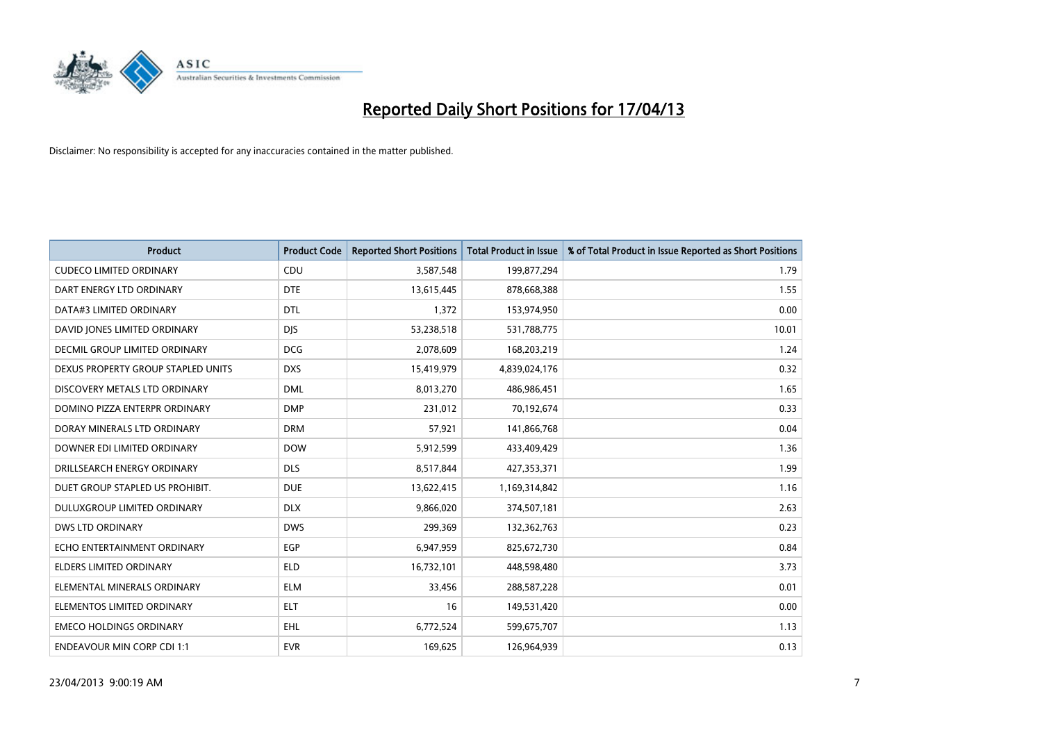# Reported Daily Short Positions for 17/04/13

Disclaimer: No responsibility is accepted for any inaccuracies contained in the matter published.

| Product | Product Code | Reported Short Positions | Total Product in Issue | % of Total Product in Issue Reported as Short Positions |
|---|---|---|---|---|
| CUDECO LIMITED ORDINARY | CDU | 3,587,548 | 199,877,294 | 1.79 |
| DART ENERGY LTD ORDINARY | DTE | 13,615,445 | 878,668,388 | 1.55 |
| DATA#3 LIMITED ORDINARY | DTL | 1,372 | 153,974,950 | 0.00 |
| DAVID JONES LIMITED ORDINARY | DJS | 53,238,518 | 531,788,775 | 10.01 |
| DECMIL GROUP LIMITED ORDINARY | DCG | 2,078,609 | 168,203,219 | 1.24 |
| DEXUS PROPERTY GROUP STAPLED UNITS | DXS | 15,419,979 | 4,839,024,176 | 0.32 |
| DISCOVERY METALS LTD ORDINARY | DML | 8,013,270 | 486,986,451 | 1.65 |
| DOMINO PIZZA ENTERPR ORDINARY | DMP | 231,012 | 70,192,674 | 0.33 |
| DORAY MINERALS LTD ORDINARY | DRM | 57,921 | 141,866,768 | 0.04 |
| DOWNER EDI LIMITED ORDINARY | DOW | 5,912,599 | 433,409,429 | 1.36 |
| DRILLSEARCH ENERGY ORDINARY | DLS | 8,517,844 | 427,353,371 | 1.99 |
| DUET GROUP STAPLED US PROHIBIT. | DUE | 13,622,415 | 1,169,314,842 | 1.16 |
| DULUXGROUP LIMITED ORDINARY | DLX | 9,866,020 | 374,507,181 | 2.63 |
| DWS LTD ORDINARY | DWS | 299,369 | 132,362,763 | 0.23 |
| ECHO ENTERTAINMENT ORDINARY | EGP | 6,947,959 | 825,672,730 | 0.84 |
| ELDERS LIMITED ORDINARY | ELD | 16,732,101 | 448,598,480 | 3.73 |
| ELEMENTAL MINERALS ORDINARY | ELM | 33,456 | 288,587,228 | 0.01 |
| ELEMENTOS LIMITED ORDINARY | ELT | 16 | 149,531,420 | 0.00 |
| EMECO HOLDINGS ORDINARY | EHL | 6,772,524 | 599,675,707 | 1.13 |
| ENDEAVOUR MIN CORP CDI 1:1 | EVR | 169,625 | 126,964,939 | 0.13 |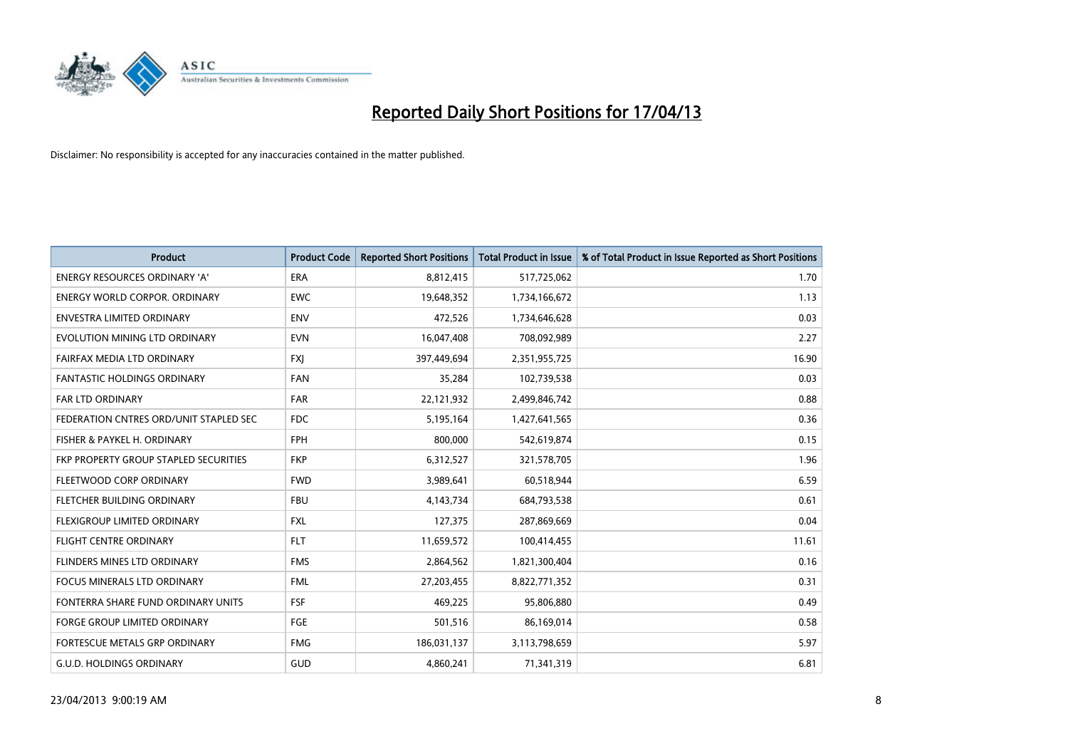# Reported Daily Short Positions for 17/04/13

Disclaimer: No responsibility is accepted for any inaccuracies contained in the matter published.

| Product | Product Code | Reported Short Positions | Total Product in Issue | % of Total Product in Issue Reported as Short Positions |
|---|---|---|---|---|
| ENERGY RESOURCES ORDINARY 'A' | ERA | 8,812,415 | 517,725,062 | 1.70 |
| ENERGY WORLD CORPOR. ORDINARY | EWC | 19,648,352 | 1,734,166,672 | 1.13 |
| ENVESTRA LIMITED ORDINARY | ENV | 472,526 | 1,734,646,628 | 0.03 |
| EVOLUTION MINING LTD ORDINARY | EVN | 16,047,408 | 708,092,989 | 2.27 |
| FAIRFAX MEDIA LTD ORDINARY | FXJ | 397,449,694 | 2,351,955,725 | 16.90 |
| FANTASTIC HOLDINGS ORDINARY | FAN | 35,284 | 102,739,538 | 0.03 |
| FAR LTD ORDINARY | FAR | 22,121,932 | 2,499,846,742 | 0.88 |
| FEDERATION CNTRES ORD/UNIT STAPLED SEC | FDC | 5,195,164 | 1,427,641,565 | 0.36 |
| FISHER & PAYKEL H. ORDINARY | FPH | 800,000 | 542,619,874 | 0.15 |
| FKP PROPERTY GROUP STAPLED SECURITIES | FKP | 6,312,527 | 321,578,705 | 1.96 |
| FLEETWOOD CORP ORDINARY | FWD | 3,989,641 | 60,518,944 | 6.59 |
| FLETCHER BUILDING ORDINARY | FBU | 4,143,734 | 684,793,538 | 0.61 |
| FLEXIGROUP LIMITED ORDINARY | FXL | 127,375 | 287,869,669 | 0.04 |
| FLIGHT CENTRE ORDINARY | FLT | 11,659,572 | 100,414,455 | 11.61 |
| FLINDERS MINES LTD ORDINARY | FMS | 2,864,562 | 1,821,300,404 | 0.16 |
| FOCUS MINERALS LTD ORDINARY | FML | 27,203,455 | 8,822,771,352 | 0.31 |
| FONTERRA SHARE FUND ORDINARY UNITS | FSF | 469,225 | 95,806,880 | 0.49 |
| FORGE GROUP LIMITED ORDINARY | FGE | 501,516 | 86,169,014 | 0.58 |
| FORTESCUE METALS GRP ORDINARY | FMG | 186,031,137 | 3,113,798,659 | 5.97 |
| G.U.D. HOLDINGS ORDINARY | GUD | 4,860,241 | 71,341,319 | 6.81 |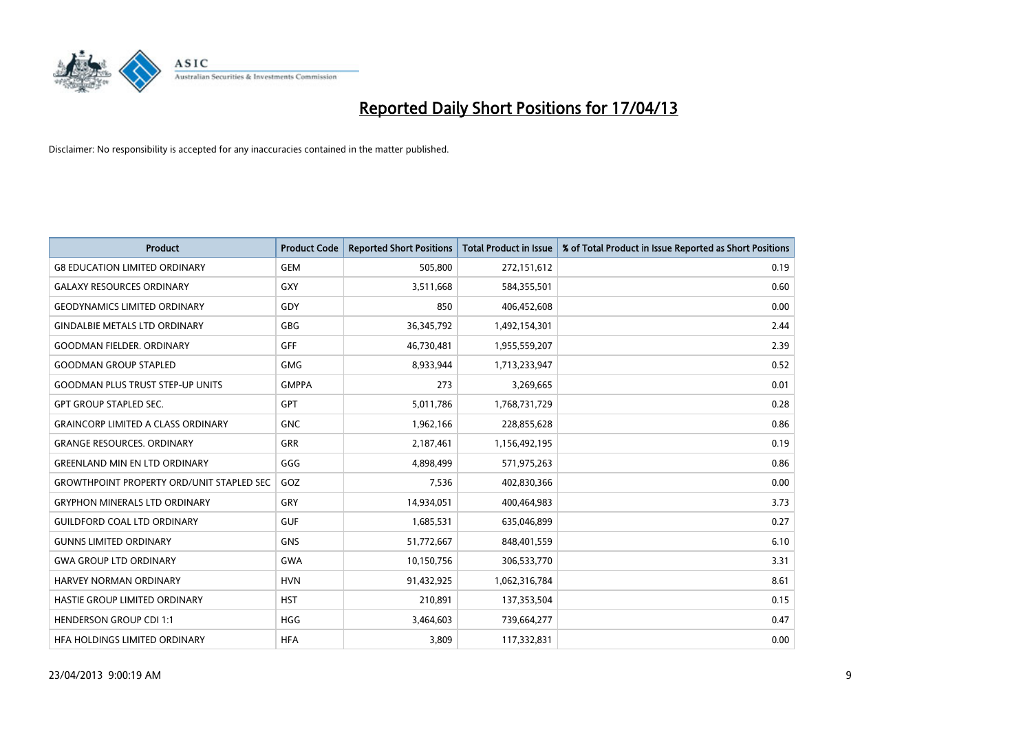# Reported Daily Short Positions for 17/04/13

Disclaimer: No responsibility is accepted for any inaccuracies contained in the matter published.

| Product | Product Code | Reported Short Positions | Total Product in Issue | % of Total Product in Issue Reported as Short Positions |
|---|---|---|---|---|
| G8 EDUCATION LIMITED ORDINARY | GEM | 505,800 | 272,151,612 | 0.19 |
| GALAXY RESOURCES ORDINARY | GXY | 3,511,668 | 584,355,501 | 0.60 |
| GEODYNAMICS LIMITED ORDINARY | GDY | 850 | 406,452,608 | 0.00 |
| GINDALBIE METALS LTD ORDINARY | GBG | 36,345,792 | 1,492,154,301 | 2.44 |
| GOODMAN FIELDER. ORDINARY | GFF | 46,730,481 | 1,955,559,207 | 2.39 |
| GOODMAN GROUP STAPLED | GMG | 8,933,944 | 1,713,233,947 | 0.52 |
| GOODMAN PLUS TRUST STEP-UP UNITS | GMPPA | 273 | 3,269,665 | 0.01 |
| GPT GROUP STAPLED SEC. | GPT | 5,011,786 | 1,768,731,729 | 0.28 |
| GRAINCORP LIMITED A CLASS ORDINARY | GNC | 1,962,166 | 228,855,628 | 0.86 |
| GRANGE RESOURCES. ORDINARY | GRR | 2,187,461 | 1,156,492,195 | 0.19 |
| GREENLAND MIN EN LTD ORDINARY | GGG | 4,898,499 | 571,975,263 | 0.86 |
| GROWTHPOINT PROPERTY ORD/UNIT STAPLED SEC | GOZ | 7,536 | 402,830,366 | 0.00 |
| GRYPHON MINERALS LTD ORDINARY | GRY | 14,934,051 | 400,464,983 | 3.73 |
| GUILDFORD COAL LTD ORDINARY | GUF | 1,685,531 | 635,046,899 | 0.27 |
| GUNNS LIMITED ORDINARY | GNS | 51,772,667 | 848,401,559 | 6.10 |
| GWA GROUP LTD ORDINARY | GWA | 10,150,756 | 306,533,770 | 3.31 |
| HARVEY NORMAN ORDINARY | HVN | 91,432,925 | 1,062,316,784 | 8.61 |
| HASTIE GROUP LIMITED ORDINARY | HST | 210,891 | 137,353,504 | 0.15 |
| HENDERSON GROUP CDI 1:1 | HGG | 3,464,603 | 739,664,277 | 0.47 |
| HFA HOLDINGS LIMITED ORDINARY | HFA | 3,809 | 117,332,831 | 0.00 |

23/04/2013 9:00:19 AM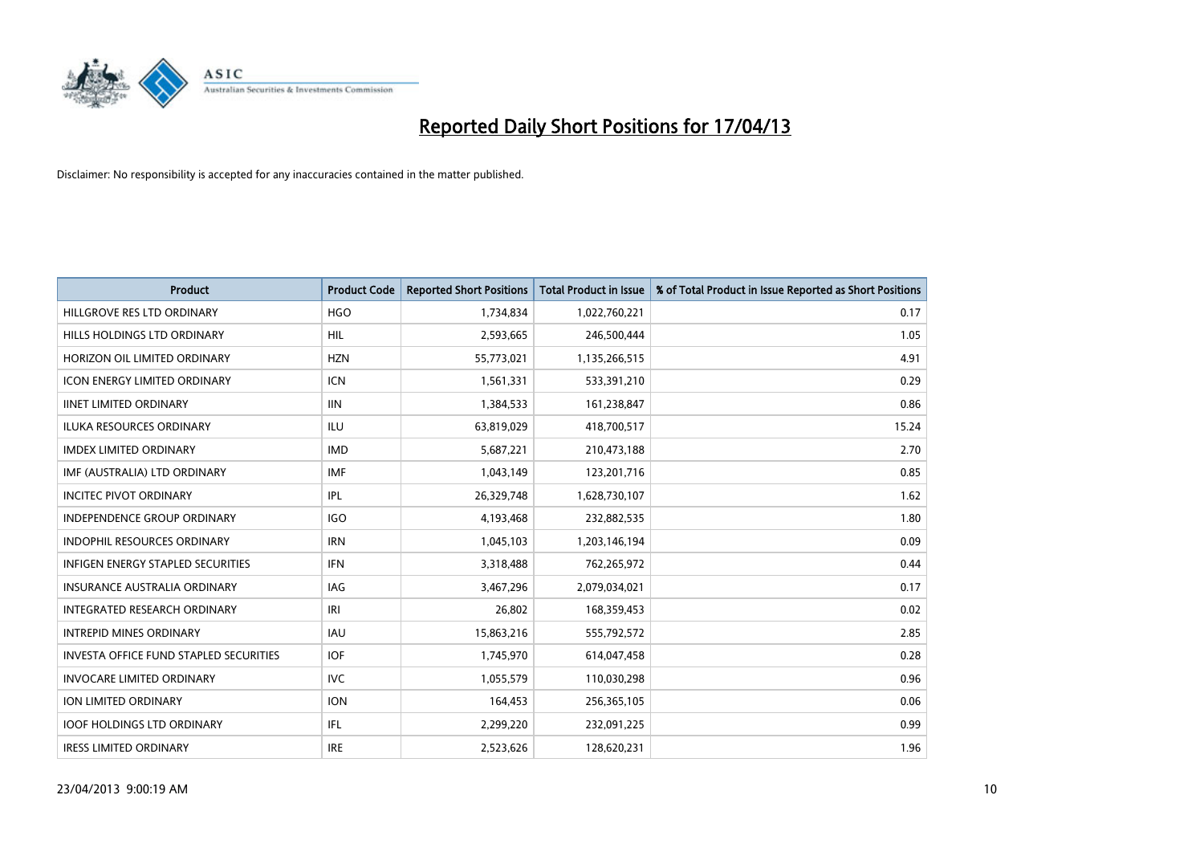# Reported Daily Short Positions for 17/04/13

Disclaimer: No responsibility is accepted for any inaccuracies contained in the matter published.

| Product | Product Code | Reported Short Positions | Total Product in Issue | % of Total Product in Issue Reported as Short Positions |
|---|---|---|---|---|
| HILLGROVE RES LTD ORDINARY | HGO | 1,734,834 | 1,022,760,221 | 0.17 |
| HILLS HOLDINGS LTD ORDINARY | HIL | 2,593,665 | 246,500,444 | 1.05 |
| HORIZON OIL LIMITED ORDINARY | HZN | 55,773,021 | 1,135,266,515 | 4.91 |
| ICON ENERGY LIMITED ORDINARY | ICN | 1,561,331 | 533,391,210 | 0.29 |
| IINET LIMITED ORDINARY | IIN | 1,384,533 | 161,238,847 | 0.86 |
| ILUKA RESOURCES ORDINARY | ILU | 63,819,029 | 418,700,517 | 15.24 |
| IMDEX LIMITED ORDINARY | IMD | 5,687,221 | 210,473,188 | 2.70 |
| IMF (AUSTRALIA) LTD ORDINARY | IMF | 1,043,149 | 123,201,716 | 0.85 |
| INCITEC PIVOT ORDINARY | IPL | 26,329,748 | 1,628,730,107 | 1.62 |
| INDEPENDENCE GROUP ORDINARY | IGO | 4,193,468 | 232,882,535 | 1.80 |
| INDOPHIL RESOURCES ORDINARY | IRN | 1,045,103 | 1,203,146,194 | 0.09 |
| INFIGEN ENERGY STAPLED SECURITIES | IFN | 3,318,488 | 762,265,972 | 0.44 |
| INSURANCE AUSTRALIA ORDINARY | IAG | 3,467,296 | 2,079,034,021 | 0.17 |
| INTEGRATED RESEARCH ORDINARY | IRI | 26,802 | 168,359,453 | 0.02 |
| INTREPID MINES ORDINARY | IAU | 15,863,216 | 555,792,572 | 2.85 |
| INVESTA OFFICE FUND STAPLED SECURITIES | IOF | 1,745,970 | 614,047,458 | 0.28 |
| INVOCARE LIMITED ORDINARY | IVC | 1,055,579 | 110,030,298 | 0.96 |
| ION LIMITED ORDINARY | ION | 164,453 | 256,365,105 | 0.06 |
| IOOF HOLDINGS LTD ORDINARY | IFL | 2,299,220 | 232,091,225 | 0.99 |
| IRESS LIMITED ORDINARY | IRE | 2,523,626 | 128,620,231 | 1.96 |

23/04/2013 9:00:19 AM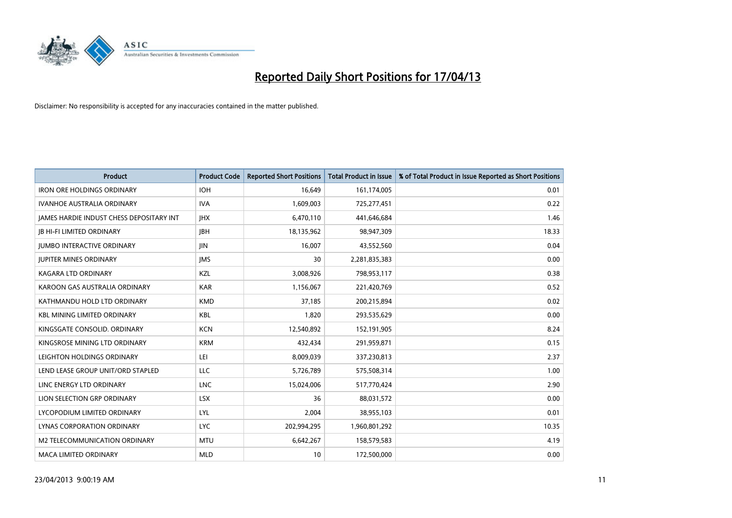# Reported Daily Short Positions for 17/04/13

Disclaimer: No responsibility is accepted for any inaccuracies contained in the matter published.

| Product | Product Code | Reported Short Positions | Total Product in Issue | % of Total Product in Issue Reported as Short Positions |
|---|---|---|---|---|
| IRON ORE HOLDINGS ORDINARY | IOH | 16,649 | 161,174,005 | 0.01 |
| IVANHOE AUSTRALIA ORDINARY | IVA | 1,609,003 | 725,277,451 | 0.22 |
| JAMES HARDIE INDUST CHESS DEPOSITARY INT | JHX | 6,470,110 | 441,646,684 | 1.46 |
| JB HI-FI LIMITED ORDINARY | JBH | 18,135,962 | 98,947,309 | 18.33 |
| JUMBO INTERACTIVE ORDINARY | JIN | 16,007 | 43,552,560 | 0.04 |
| JUPITER MINES ORDINARY | JMS | 30 | 2,281,835,383 | 0.00 |
| KAGARA LTD ORDINARY | KZL | 3,008,926 | 798,953,117 | 0.38 |
| KAROON GAS AUSTRALIA ORDINARY | KAR | 1,156,067 | 221,420,769 | 0.52 |
| KATHMANDU HOLD LTD ORDINARY | KMD | 37,185 | 200,215,894 | 0.02 |
| KBL MINING LIMITED ORDINARY | KBL | 1,820 | 293,535,629 | 0.00 |
| KINGSGATE CONSOLID. ORDINARY | KCN | 12,540,892 | 152,191,905 | 8.24 |
| KINGSROSE MINING LTD ORDINARY | KRM | 432,434 | 291,959,871 | 0.15 |
| LEIGHTON HOLDINGS ORDINARY | LEI | 8,009,039 | 337,230,813 | 2.37 |
| LEND LEASE GROUP UNIT/ORD STAPLED | LLC | 5,726,789 | 575,508,314 | 1.00 |
| LINC ENERGY LTD ORDINARY | LNC | 15,024,006 | 517,770,424 | 2.90 |
| LION SELECTION GRP ORDINARY | LSX | 36 | 88,031,572 | 0.00 |
| LYCOPODIUM LIMITED ORDINARY | LYL | 2,004 | 38,955,103 | 0.01 |
| LYNAS CORPORATION ORDINARY | LYC | 202,994,295 | 1,960,801,292 | 10.35 |
| M2 TELECOMMUNICATION ORDINARY | MTU | 6,642,267 | 158,579,583 | 4.19 |
| MACA LIMITED ORDINARY | MLD | 10 | 172,500,000 | 0.00 |

23/04/2013 9:00:19 AM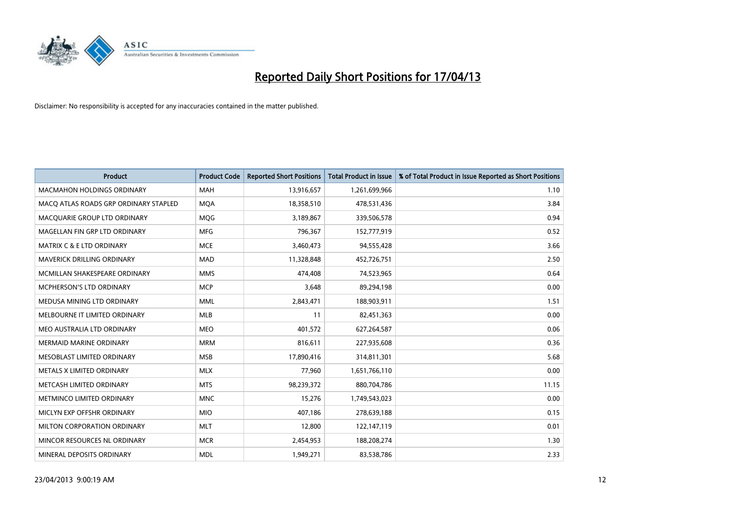# Reported Daily Short Positions for 17/04/13

Disclaimer: No responsibility is accepted for any inaccuracies contained in the matter published.

| Product | Product Code | Reported Short Positions | Total Product in Issue | % of Total Product in Issue Reported as Short Positions |
| --- | --- | --- | --- | --- |
| MACMAHON HOLDINGS ORDINARY | MAH | 13,916,657 | 1,261,699,966 | 1.10 |
| MACQ ATLAS ROADS GRP ORDINARY STAPLED | MQA | 18,358,510 | 478,531,436 | 3.84 |
| MACQUARIE GROUP LTD ORDINARY | MQG | 3,189,867 | 339,506,578 | 0.94 |
| MAGELLAN FIN GRP LTD ORDINARY | MFG | 796,367 | 152,777,919 | 0.52 |
| MATRIX C & E LTD ORDINARY | MCE | 3,460,473 | 94,555,428 | 3.66 |
| MAVERICK DRILLING ORDINARY | MAD | 11,328,848 | 452,726,751 | 2.50 |
| MCMILLAN SHAKESPEARE ORDINARY | MMS | 474,408 | 74,523,965 | 0.64 |
| MCPHERSON'S LTD ORDINARY | MCP | 3,648 | 89,294,198 | 0.00 |
| MEDUSA MINING LTD ORDINARY | MML | 2,843,471 | 188,903,911 | 1.51 |
| MELBOURNE IT LIMITED ORDINARY | MLB | 11 | 82,451,363 | 0.00 |
| MEO AUSTRALIA LTD ORDINARY | MEO | 401,572 | 627,264,587 | 0.06 |
| MERMAID MARINE ORDINARY | MRM | 816,611 | 227,935,608 | 0.36 |
| MESOBLAST LIMITED ORDINARY | MSB | 17,890,416 | 314,811,301 | 5.68 |
| METALS X LIMITED ORDINARY | MLX | 77,960 | 1,651,766,110 | 0.00 |
| METCASH LIMITED ORDINARY | MTS | 98,239,372 | 880,704,786 | 11.15 |
| METMINCO LIMITED ORDINARY | MNC | 15,276 | 1,749,543,023 | 0.00 |
| MICLYN EXP OFFSHR ORDINARY | MIO | 407,186 | 278,639,188 | 0.15 |
| MILTON CORPORATION ORDINARY | MLT | 12,800 | 122,147,119 | 0.01 |
| MINCOR RESOURCES NL ORDINARY | MCR | 2,454,953 | 188,208,274 | 1.30 |
| MINERAL DEPOSITS ORDINARY | MDL | 1,949,271 | 83,538,786 | 2.33 |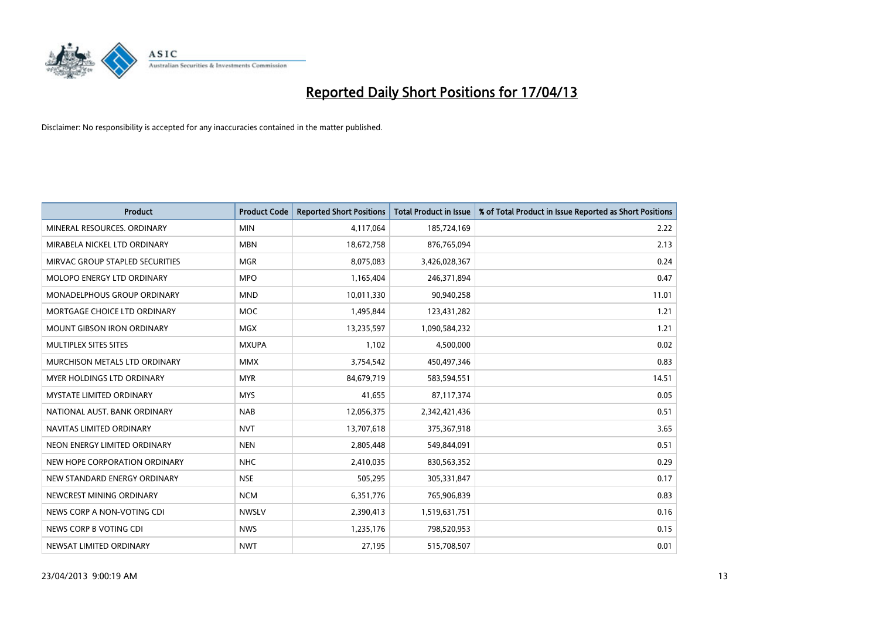# Reported Daily Short Positions for 17/04/13

Disclaimer: No responsibility is accepted for any inaccuracies contained in the matter published.

| Product | Product Code | Reported Short Positions | Total Product in Issue | % of Total Product in Issue Reported as Short Positions |
|---|---|---|---|---|
| MINERAL RESOURCES. ORDINARY | MIN | 4,117,064 | 185,724,169 | 2.22 |
| MIRABELA NICKEL LTD ORDINARY | MBN | 18,672,758 | 876,765,094 | 2.13 |
| MIRVAC GROUP STAPLED SECURITIES | MGR | 8,075,083 | 3,426,028,367 | 0.24 |
| MOLOPO ENERGY LTD ORDINARY | MPO | 1,165,404 | 246,371,894 | 0.47 |
| MONADELPHOUS GROUP ORDINARY | MND | 10,011,330 | 90,940,258 | 11.01 |
| MORTGAGE CHOICE LTD ORDINARY | MOC | 1,495,844 | 123,431,282 | 1.21 |
| MOUNT GIBSON IRON ORDINARY | MGX | 13,235,597 | 1,090,584,232 | 1.21 |
| MULTIPLEX SITES SITES | MXUPA | 1,102 | 4,500,000 | 0.02 |
| MURCHISON METALS LTD ORDINARY | MMX | 3,754,542 | 450,497,346 | 0.83 |
| MYER HOLDINGS LTD ORDINARY | MYR | 84,679,719 | 583,594,551 | 14.51 |
| MYSTATE LIMITED ORDINARY | MYS | 41,655 | 87,117,374 | 0.05 |
| NATIONAL AUST. BANK ORDINARY | NAB | 12,056,375 | 2,342,421,436 | 0.51 |
| NAVITAS LIMITED ORDINARY | NVT | 13,707,618 | 375,367,918 | 3.65 |
| NEON ENERGY LIMITED ORDINARY | NEN | 2,805,448 | 549,844,091 | 0.51 |
| NEW HOPE CORPORATION ORDINARY | NHC | 2,410,035 | 830,563,352 | 0.29 |
| NEW STANDARD ENERGY ORDINARY | NSE | 505,295 | 305,331,847 | 0.17 |
| NEWCREST MINING ORDINARY | NCM | 6,351,776 | 765,906,839 | 0.83 |
| NEWS CORP A NON-VOTING CDI | NWSLV | 2,390,413 | 1,519,631,751 | 0.16 |
| NEWS CORP B VOTING CDI | NWS | 1,235,176 | 798,520,953 | 0.15 |
| NEWSAT LIMITED ORDINARY | NWT | 27,195 | 515,708,507 | 0.01 |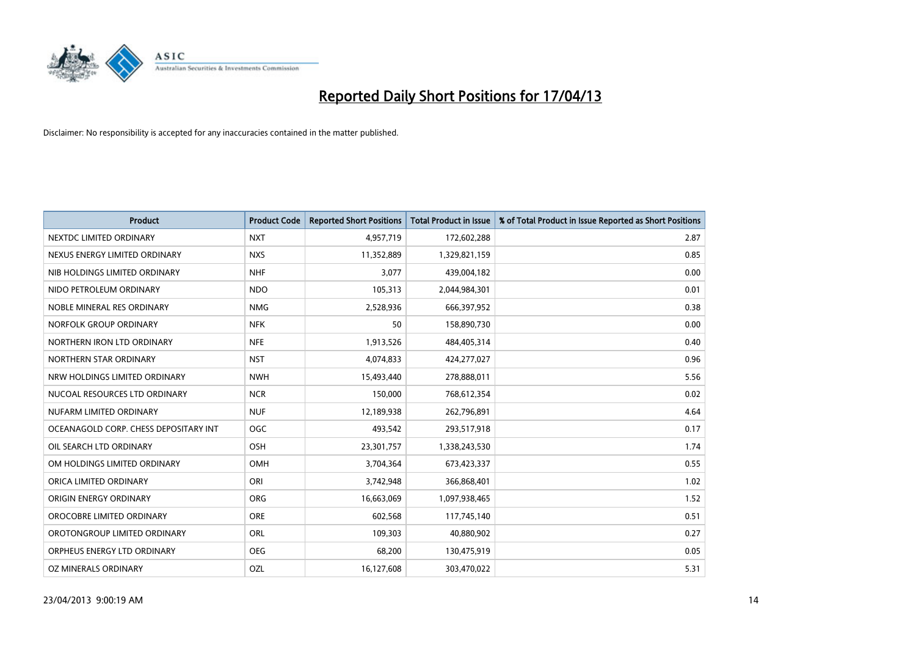# Reported Daily Short Positions for 17/04/13

Disclaimer: No responsibility is accepted for any inaccuracies contained in the matter published.

| Product | Product Code | Reported Short Positions | Total Product in Issue | % of Total Product in Issue Reported as Short Positions |
|---|---|---|---|---|
| NEXTDC LIMITED ORDINARY | NXT | 4,957,719 | 172,602,288 | 2.87 |
| NEXUS ENERGY LIMITED ORDINARY | NXS | 11,352,889 | 1,329,821,159 | 0.85 |
| NIB HOLDINGS LIMITED ORDINARY | NHF | 3,077 | 439,004,182 | 0.00 |
| NIDO PETROLEUM ORDINARY | NDO | 105,313 | 2,044,984,301 | 0.01 |
| NOBLE MINERAL RES ORDINARY | NMG | 2,528,936 | 666,397,952 | 0.38 |
| NORFOLK GROUP ORDINARY | NFK | 50 | 158,890,730 | 0.00 |
| NORTHERN IRON LTD ORDINARY | NFE | 1,913,526 | 484,405,314 | 0.40 |
| NORTHERN STAR ORDINARY | NST | 4,074,833 | 424,277,027 | 0.96 |
| NRW HOLDINGS LIMITED ORDINARY | NWH | 15,493,440 | 278,888,011 | 5.56 |
| NUCOAL RESOURCES LTD ORDINARY | NCR | 150,000 | 768,612,354 | 0.02 |
| NUFARM LIMITED ORDINARY | NUF | 12,189,938 | 262,796,891 | 4.64 |
| OCEANAGOLD CORP. CHESS DEPOSITARY INT | OGC | 493,542 | 293,517,918 | 0.17 |
| OIL SEARCH LTD ORDINARY | OSH | 23,301,757 | 1,338,243,530 | 1.74 |
| OM HOLDINGS LIMITED ORDINARY | OMH | 3,704,364 | 673,423,337 | 0.55 |
| ORICA LIMITED ORDINARY | ORI | 3,742,948 | 366,868,401 | 1.02 |
| ORIGIN ENERGY ORDINARY | ORG | 16,663,069 | 1,097,938,465 | 1.52 |
| OROCOBRE LIMITED ORDINARY | ORE | 602,568 | 117,745,140 | 0.51 |
| OROTONGROUP LIMITED ORDINARY | ORL | 109,303 | 40,880,902 | 0.27 |
| ORPHEUS ENERGY LTD ORDINARY | OEG | 68,200 | 130,475,919 | 0.05 |
| OZ MINERALS ORDINARY | OZL | 16,127,608 | 303,470,022 | 5.31 |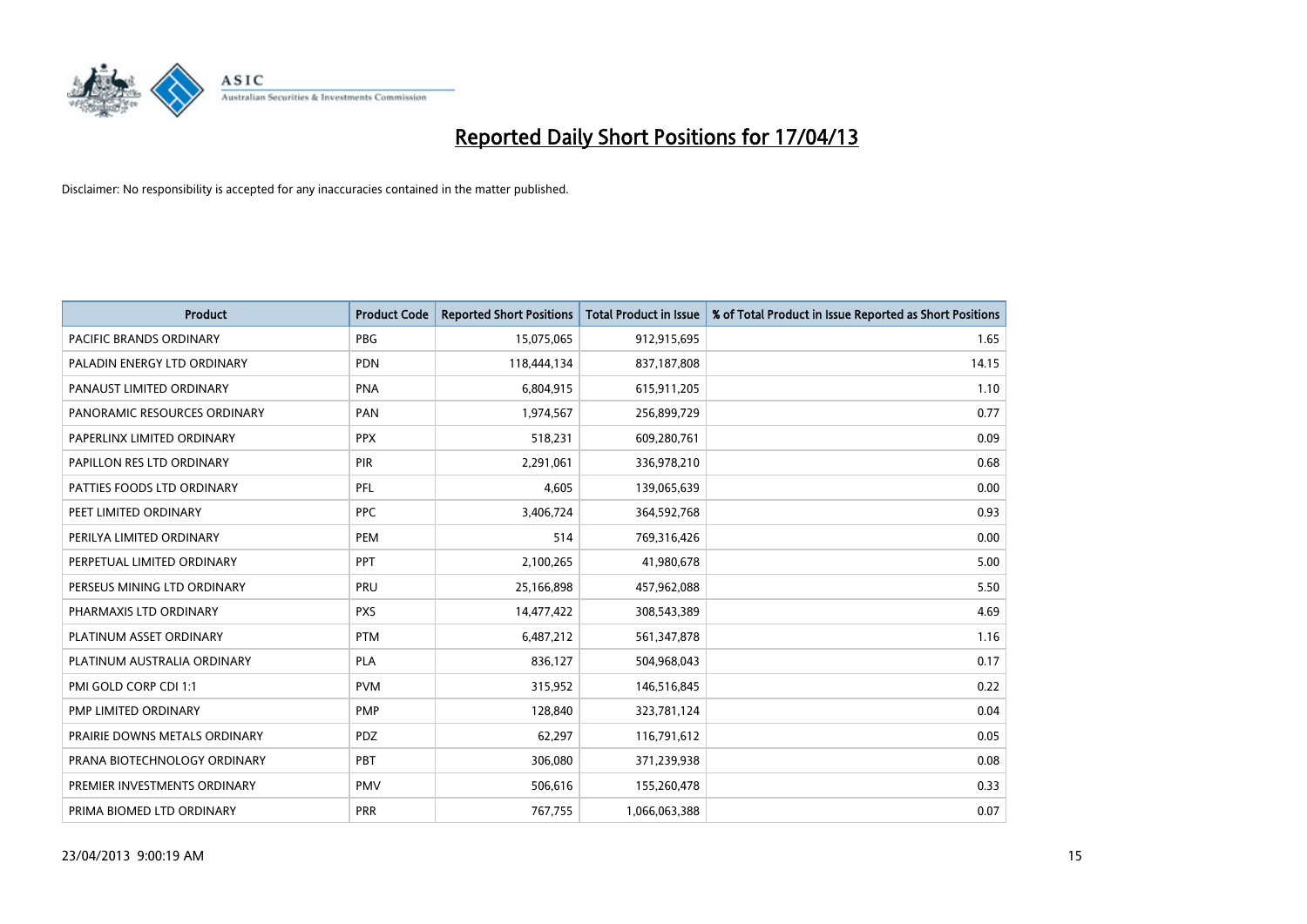# Reported Daily Short Positions for 17/04/13

Disclaimer: No responsibility is accepted for any inaccuracies contained in the matter published.

| Product | Product Code | Reported Short Positions | Total Product in Issue | % of Total Product in Issue Reported as Short Positions |
|---|---|---|---|---|
| PACIFIC BRANDS ORDINARY | PBG | 15,075,065 | 912,915,695 | 1.65 |
| PALADIN ENERGY LTD ORDINARY | PDN | 118,444,134 | 837,187,808 | 14.15 |
| PANAUST LIMITED ORDINARY | PNA | 6,804,915 | 615,911,205 | 1.10 |
| PANORAMIC RESOURCES ORDINARY | PAN | 1,974,567 | 256,899,729 | 0.77 |
| PAPERLINX LIMITED ORDINARY | PPX | 518,231 | 609,280,761 | 0.09 |
| PAPILLON RES LTD ORDINARY | PIR | 2,291,061 | 336,978,210 | 0.68 |
| PATTIES FOODS LTD ORDINARY | PFL | 4,605 | 139,065,639 | 0.00 |
| PEET LIMITED ORDINARY | PPC | 3,406,724 | 364,592,768 | 0.93 |
| PERILYA LIMITED ORDINARY | PEM | 514 | 769,316,426 | 0.00 |
| PERPETUAL LIMITED ORDINARY | PPT | 2,100,265 | 41,980,678 | 5.00 |
| PERSEUS MINING LTD ORDINARY | PRU | 25,166,898 | 457,962,088 | 5.50 |
| PHARMAXIS LTD ORDINARY | PXS | 14,477,422 | 308,543,389 | 4.69 |
| PLATINUM ASSET ORDINARY | PTM | 6,487,212 | 561,347,878 | 1.16 |
| PLATINUM AUSTRALIA ORDINARY | PLA | 836,127 | 504,968,043 | 0.17 |
| PMI GOLD CORP CDI 1:1 | PVM | 315,952 | 146,516,845 | 0.22 |
| PMP LIMITED ORDINARY | PMP | 128,840 | 323,781,124 | 0.04 |
| PRAIRIE DOWNS METALS ORDINARY | PDZ | 62,297 | 116,791,612 | 0.05 |
| PRANA BIOTECHNOLOGY ORDINARY | PBT | 306,080 | 371,239,938 | 0.08 |
| PREMIER INVESTMENTS ORDINARY | PMV | 506,616 | 155,260,478 | 0.33 |
| PRIMA BIOMED LTD ORDINARY | PRR | 767,755 | 1,066,063,388 | 0.07 |

23/04/2013 9:00:19 AM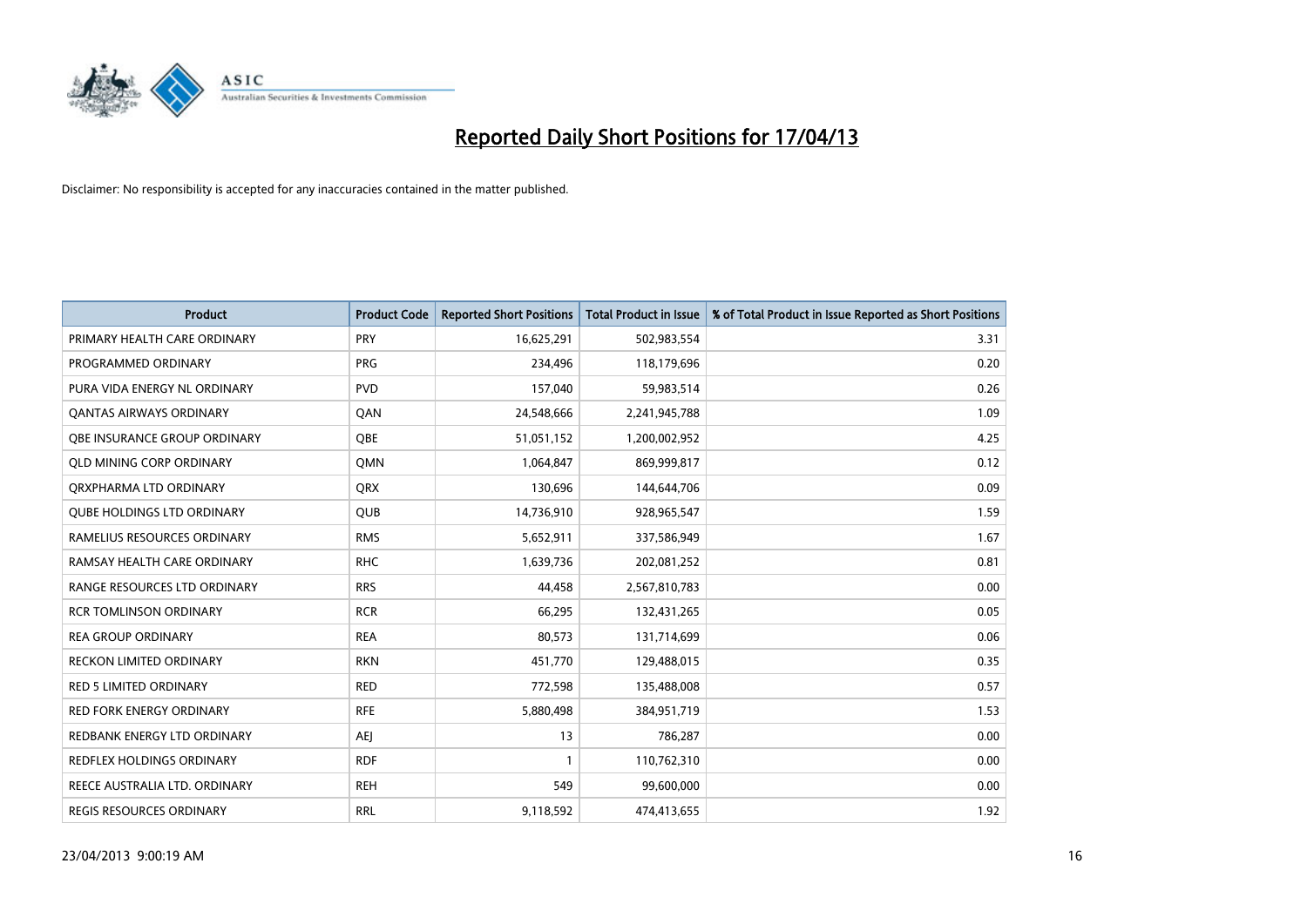# Reported Daily Short Positions for 17/04/13

Disclaimer: No responsibility is accepted for any inaccuracies contained in the matter published.

| Product | Product Code | Reported Short Positions | Total Product in Issue | % of Total Product in Issue Reported as Short Positions |
|---|---|---|---|---|
| PRIMARY HEALTH CARE ORDINARY | PRY | 16,625,291 | 502,983,554 | 3.31 |
| PROGRAMMED ORDINARY | PRG | 234,496 | 118,179,696 | 0.20 |
| PURA VIDA ENERGY NL ORDINARY | PVD | 157,040 | 59,983,514 | 0.26 |
| QANTAS AIRWAYS ORDINARY | QAN | 24,548,666 | 2,241,945,788 | 1.09 |
| QBE INSURANCE GROUP ORDINARY | QBE | 51,051,152 | 1,200,002,952 | 4.25 |
| QLD MINING CORP ORDINARY | QMN | 1,064,847 | 869,999,817 | 0.12 |
| QRXPHARMA LTD ORDINARY | QRX | 130,696 | 144,644,706 | 0.09 |
| QUBE HOLDINGS LTD ORDINARY | QUB | 14,736,910 | 928,965,547 | 1.59 |
| RAMELIUS RESOURCES ORDINARY | RMS | 5,652,911 | 337,586,949 | 1.67 |
| RAMSAY HEALTH CARE ORDINARY | RHC | 1,639,736 | 202,081,252 | 0.81 |
| RANGE RESOURCES LTD ORDINARY | RRS | 44,458 | 2,567,810,783 | 0.00 |
| RCR TOMLINSON ORDINARY | RCR | 66,295 | 132,431,265 | 0.05 |
| REA GROUP ORDINARY | REA | 80,573 | 131,714,699 | 0.06 |
| RECKON LIMITED ORDINARY | RKN | 451,770 | 129,488,015 | 0.35 |
| RED 5 LIMITED ORDINARY | RED | 772,598 | 135,488,008 | 0.57 |
| RED FORK ENERGY ORDINARY | RFE | 5,880,498 | 384,951,719 | 1.53 |
| REDBANK ENERGY LTD ORDINARY | AEJ | 13 | 786,287 | 0.00 |
| REDFLEX HOLDINGS ORDINARY | RDF | 1 | 110,762,310 | 0.00 |
| REECE AUSTRALIA LTD. ORDINARY | REH | 549 | 99,600,000 | 0.00 |
| REGIS RESOURCES ORDINARY | RRL | 9,118,592 | 474,413,655 | 1.92 |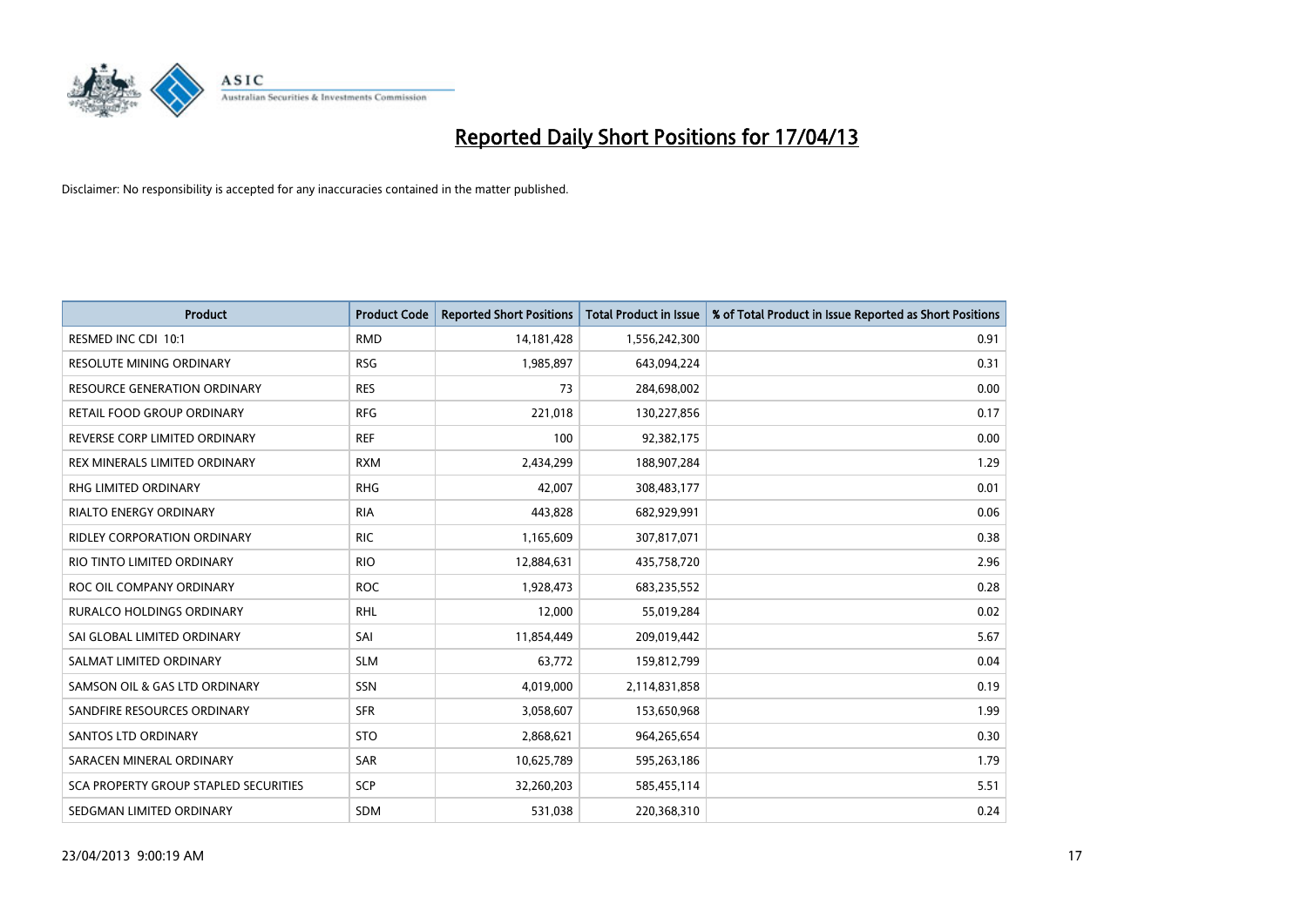# Reported Daily Short Positions for 17/04/13

Disclaimer: No responsibility is accepted for any inaccuracies contained in the matter published.

| Product | Product Code | Reported Short Positions | Total Product in Issue | % of Total Product in Issue Reported as Short Positions |
|---|---|---|---|---|
| RESMED INC CDI 10:1 | RMD | 14,181,428 | 1,556,242,300 | 0.91 |
| RESOLUTE MINING ORDINARY | RSG | 1,985,897 | 643,094,224 | 0.31 |
| RESOURCE GENERATION ORDINARY | RES | 73 | 284,698,002 | 0.00 |
| RETAIL FOOD GROUP ORDINARY | RFG | 221,018 | 130,227,856 | 0.17 |
| REVERSE CORP LIMITED ORDINARY | REF | 100 | 92,382,175 | 0.00 |
| REX MINERALS LIMITED ORDINARY | RXM | 2,434,299 | 188,907,284 | 1.29 |
| RHG LIMITED ORDINARY | RHG | 42,007 | 308,483,177 | 0.01 |
| RIALTO ENERGY ORDINARY | RIA | 443,828 | 682,929,991 | 0.06 |
| RIDLEY CORPORATION ORDINARY | RIC | 1,165,609 | 307,817,071 | 0.38 |
| RIO TINTO LIMITED ORDINARY | RIO | 12,884,631 | 435,758,720 | 2.96 |
| ROC OIL COMPANY ORDINARY | ROC | 1,928,473 | 683,235,552 | 0.28 |
| RURALCO HOLDINGS ORDINARY | RHL | 12,000 | 55,019,284 | 0.02 |
| SAI GLOBAL LIMITED ORDINARY | SAI | 11,854,449 | 209,019,442 | 5.67 |
| SALMAT LIMITED ORDINARY | SLM | 63,772 | 159,812,799 | 0.04 |
| SAMSON OIL & GAS LTD ORDINARY | SSN | 4,019,000 | 2,114,831,858 | 0.19 |
| SANDFIRE RESOURCES ORDINARY | SFR | 3,058,607 | 153,650,968 | 1.99 |
| SANTOS LTD ORDINARY | STO | 2,868,621 | 964,265,654 | 0.30 |
| SARACEN MINERAL ORDINARY | SAR | 10,625,789 | 595,263,186 | 1.79 |
| SCA PROPERTY GROUP STAPLED SECURITIES | SCP | 32,260,203 | 585,455,114 | 5.51 |
| SEDGMAN LIMITED ORDINARY | SDM | 531,038 | 220,368,310 | 0.24 |

23/04/2013 9:00:19 AM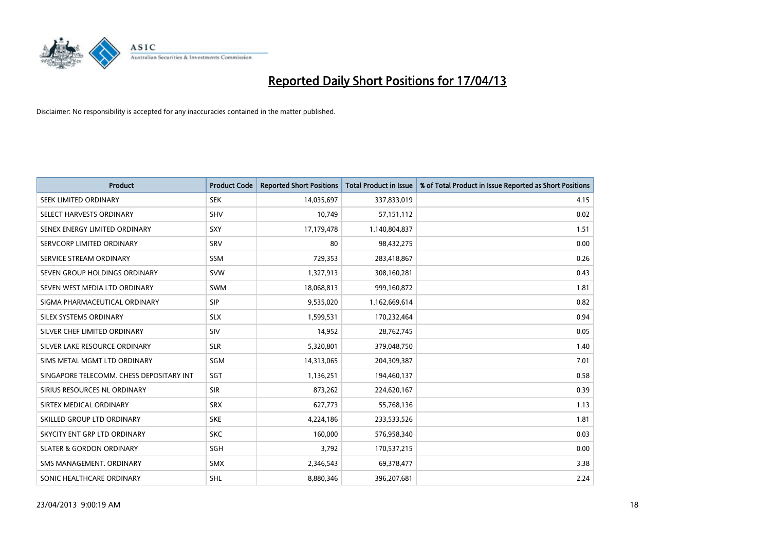# Reported Daily Short Positions for 17/04/13

Disclaimer: No responsibility is accepted for any inaccuracies contained in the matter published.

| Product | Product Code | Reported Short Positions | Total Product in Issue | % of Total Product in Issue Reported as Short Positions |
|---|---|---|---|---|
| SEEK LIMITED ORDINARY | SEK | 14,035,697 | 337,833,019 | 4.15 |
| SELECT HARVESTS ORDINARY | SHV | 10,749 | 57,151,112 | 0.02 |
| SENEX ENERGY LIMITED ORDINARY | SXY | 17,179,478 | 1,140,804,837 | 1.51 |
| SERVCORP LIMITED ORDINARY | SRV | 80 | 98,432,275 | 0.00 |
| SERVICE STREAM ORDINARY | SSM | 729,353 | 283,418,867 | 0.26 |
| SEVEN GROUP HOLDINGS ORDINARY | SVW | 1,327,913 | 308,160,281 | 0.43 |
| SEVEN WEST MEDIA LTD ORDINARY | SWM | 18,068,813 | 999,160,872 | 1.81 |
| SIGMA PHARMACEUTICAL ORDINARY | SIP | 9,535,020 | 1,162,669,614 | 0.82 |
| SILEX SYSTEMS ORDINARY | SLX | 1,599,531 | 170,232,464 | 0.94 |
| SILVER CHEF LIMITED ORDINARY | SIV | 14,952 | 28,762,745 | 0.05 |
| SILVER LAKE RESOURCE ORDINARY | SLR | 5,320,801 | 379,048,750 | 1.40 |
| SIMS METAL MGMT LTD ORDINARY | SGM | 14,313,065 | 204,309,387 | 7.01 |
| SINGAPORE TELECOMM. CHESS DEPOSITARY INT | SGT | 1,136,251 | 194,460,137 | 0.58 |
| SIRIUS RESOURCES NL ORDINARY | SIR | 873,262 | 224,620,167 | 0.39 |
| SIRTEX MEDICAL ORDINARY | SRX | 627,773 | 55,768,136 | 1.13 |
| SKILLED GROUP LTD ORDINARY | SKE | 4,224,186 | 233,533,526 | 1.81 |
| SKYCITY ENT GRP LTD ORDINARY | SKC | 160,000 | 576,958,340 | 0.03 |
| SLATER & GORDON ORDINARY | SGH | 3,792 | 170,537,215 | 0.00 |
| SMS MANAGEMENT. ORDINARY | SMX | 2,346,543 | 69,378,477 | 3.38 |
| SONIC HEALTHCARE ORDINARY | SHL | 8,880,346 | 396,207,681 | 2.24 |

23/04/2013 9:00:19 AM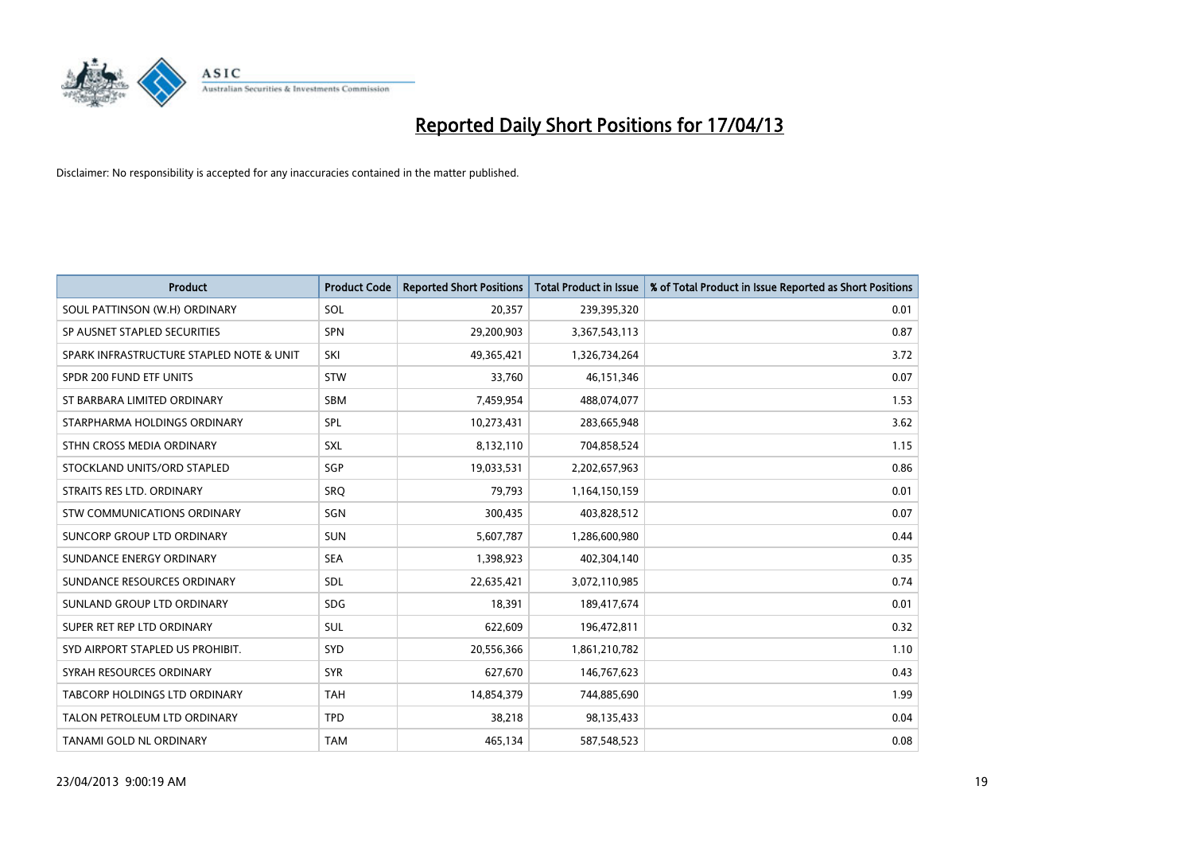# Reported Daily Short Positions for 17/04/13

Disclaimer: No responsibility is accepted for any inaccuracies contained in the matter published.

| Product | Product Code | Reported Short Positions | Total Product in Issue | % of Total Product in Issue Reported as Short Positions |
|---|---|---|---|---|
| SOUL PATTINSON (W.H) ORDINARY | SOL | 20,357 | 239,395,320 | 0.01 |
| SP AUSNET STAPLED SECURITIES | SPN | 29,200,903 | 3,367,543,113 | 0.87 |
| SPARK INFRASTRUCTURE STAPLED NOTE & UNIT | SKI | 49,365,421 | 1,326,734,264 | 3.72 |
| SPDR 200 FUND ETF UNITS | STW | 33,760 | 46,151,346 | 0.07 |
| ST BARBARA LIMITED ORDINARY | SBM | 7,459,954 | 488,074,077 | 1.53 |
| STARPHARMA HOLDINGS ORDINARY | SPL | 10,273,431 | 283,665,948 | 3.62 |
| STHN CROSS MEDIA ORDINARY | SXL | 8,132,110 | 704,858,524 | 1.15 |
| STOCKLAND UNITS/ORD STAPLED | SGP | 19,033,531 | 2,202,657,963 | 0.86 |
| STRAITS RES LTD. ORDINARY | SRQ | 79,793 | 1,164,150,159 | 0.01 |
| STW COMMUNICATIONS ORDINARY | SGN | 300,435 | 403,828,512 | 0.07 |
| SUNCORP GROUP LTD ORDINARY | SUN | 5,607,787 | 1,286,600,980 | 0.44 |
| SUNDANCE ENERGY ORDINARY | SEA | 1,398,923 | 402,304,140 | 0.35 |
| SUNDANCE RESOURCES ORDINARY | SDL | 22,635,421 | 3,072,110,985 | 0.74 |
| SUNLAND GROUP LTD ORDINARY | SDG | 18,391 | 189,417,674 | 0.01 |
| SUPER RET REP LTD ORDINARY | SUL | 622,609 | 196,472,811 | 0.32 |
| SYD AIRPORT STAPLED US PROHIBIT. | SYD | 20,556,366 | 1,861,210,782 | 1.10 |
| SYRAH RESOURCES ORDINARY | SYR | 627,670 | 146,767,623 | 0.43 |
| TABCORP HOLDINGS LTD ORDINARY | TAH | 14,854,379 | 744,885,690 | 1.99 |
| TALON PETROLEUM LTD ORDINARY | TPD | 38,218 | 98,135,433 | 0.04 |
| TANAMI GOLD NL ORDINARY | TAM | 465,134 | 587,548,523 | 0.08 |

23/04/2013 9:00:19 AM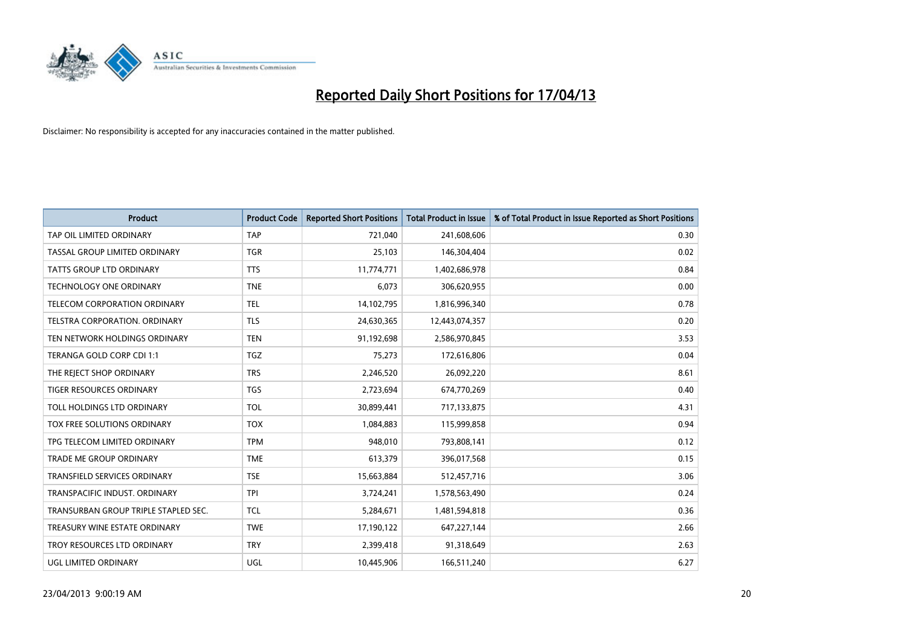# Reported Daily Short Positions for 17/04/13

Disclaimer: No responsibility is accepted for any inaccuracies contained in the matter published.

| Product | Product Code | Reported Short Positions | Total Product in Issue | % of Total Product in Issue Reported as Short Positions |
|---|---|---|---|---|
| TAP OIL LIMITED ORDINARY | TAP | 721,040 | 241,608,606 | 0.30 |
| TASSAL GROUP LIMITED ORDINARY | TGR | 25,103 | 146,304,404 | 0.02 |
| TATTS GROUP LTD ORDINARY | TTS | 11,774,771 | 1,402,686,978 | 0.84 |
| TECHNOLOGY ONE ORDINARY | TNE | 6,073 | 306,620,955 | 0.00 |
| TELECOM CORPORATION ORDINARY | TEL | 14,102,795 | 1,816,996,340 | 0.78 |
| TELSTRA CORPORATION. ORDINARY | TLS | 24,630,365 | 12,443,074,357 | 0.20 |
| TEN NETWORK HOLDINGS ORDINARY | TEN | 91,192,698 | 2,586,970,845 | 3.53 |
| TERANGA GOLD CORP CDI 1:1 | TGZ | 75,273 | 172,616,806 | 0.04 |
| THE REJECT SHOP ORDINARY | TRS | 2,246,520 | 26,092,220 | 8.61 |
| TIGER RESOURCES ORDINARY | TGS | 2,723,694 | 674,770,269 | 0.40 |
| TOLL HOLDINGS LTD ORDINARY | TOL | 30,899,441 | 717,133,875 | 4.31 |
| TOX FREE SOLUTIONS ORDINARY | TOX | 1,084,883 | 115,999,858 | 0.94 |
| TPG TELECOM LIMITED ORDINARY | TPM | 948,010 | 793,808,141 | 0.12 |
| TRADE ME GROUP ORDINARY | TME | 613,379 | 396,017,568 | 0.15 |
| TRANSFIELD SERVICES ORDINARY | TSE | 15,663,884 | 512,457,716 | 3.06 |
| TRANSPACIFIC INDUST. ORDINARY | TPI | 3,724,241 | 1,578,563,490 | 0.24 |
| TRANSURBAN GROUP TRIPLE STAPLED SEC. | TCL | 5,284,671 | 1,481,594,818 | 0.36 |
| TREASURY WINE ESTATE ORDINARY | TWE | 17,190,122 | 647,227,144 | 2.66 |
| TROY RESOURCES LTD ORDINARY | TRY | 2,399,418 | 91,318,649 | 2.63 |
| UGL LIMITED ORDINARY | UGL | 10,445,906 | 166,511,240 | 6.27 |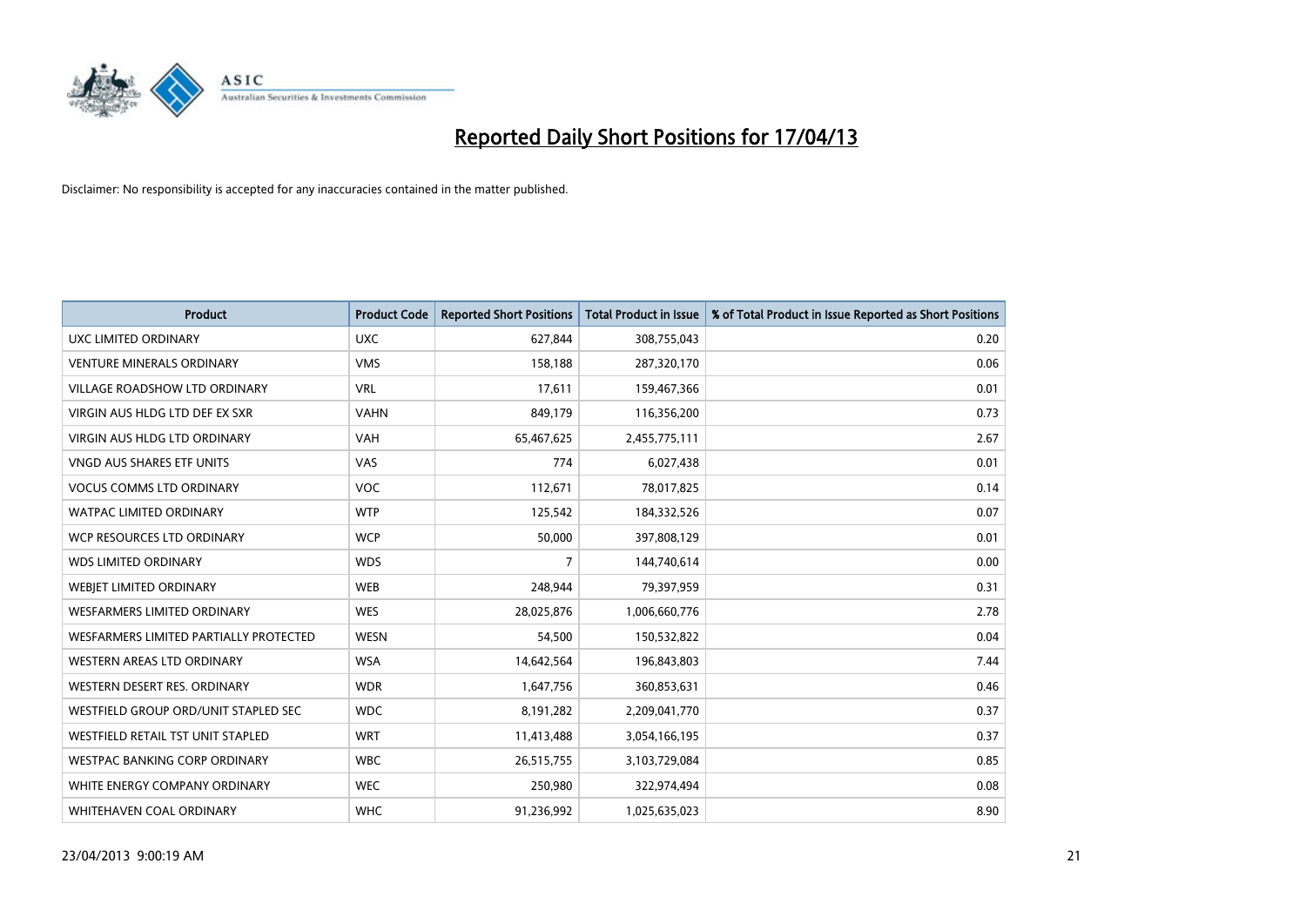# Reported Daily Short Positions for 17/04/13

Disclaimer: No responsibility is accepted for any inaccuracies contained in the matter published.

| Product | Product Code | Reported Short Positions | Total Product in Issue | % of Total Product in Issue Reported as Short Positions |
|---|---|---|---|---|
| UXC LIMITED ORDINARY | UXC | 627,844 | 308,755,043 | 0.20 |
| VENTURE MINERALS ORDINARY | VMS | 158,188 | 287,320,170 | 0.06 |
| VILLAGE ROADSHOW LTD ORDINARY | VRL | 17,611 | 159,467,366 | 0.01 |
| VIRGIN AUS HLDG LTD DEF EX SXR | VAHN | 849,179 | 116,356,200 | 0.73 |
| VIRGIN AUS HLDG LTD ORDINARY | VAH | 65,467,625 | 2,455,775,111 | 2.67 |
| VNGD AUS SHARES ETF UNITS | VAS | 774 | 6,027,438 | 0.01 |
| VOCUS COMMS LTD ORDINARY | VOC | 112,671 | 78,017,825 | 0.14 |
| WATPAC LIMITED ORDINARY | WTP | 125,542 | 184,332,526 | 0.07 |
| WCP RESOURCES LTD ORDINARY | WCP | 50,000 | 397,808,129 | 0.01 |
| WDS LIMITED ORDINARY | WDS | 7 | 144,740,614 | 0.00 |
| WEBJET LIMITED ORDINARY | WEB | 248,944 | 79,397,959 | 0.31 |
| WESFARMERS LIMITED ORDINARY | WES | 28,025,876 | 1,006,660,776 | 2.78 |
| WESFARMERS LIMITED PARTIALLY PROTECTED | WESN | 54,500 | 150,532,822 | 0.04 |
| WESTERN AREAS LTD ORDINARY | WSA | 14,642,564 | 196,843,803 | 7.44 |
| WESTERN DESERT RES. ORDINARY | WDR | 1,647,756 | 360,853,631 | 0.46 |
| WESTFIELD GROUP ORD/UNIT STAPLED SEC | WDC | 8,191,282 | 2,209,041,770 | 0.37 |
| WESTFIELD RETAIL TST UNIT STAPLED | WRT | 11,413,488 | 3,054,166,195 | 0.37 |
| WESTPAC BANKING CORP ORDINARY | WBC | 26,515,755 | 3,103,729,084 | 0.85 |
| WHITE ENERGY COMPANY ORDINARY | WEC | 250,980 | 322,974,494 | 0.08 |
| WHITEHAVEN COAL ORDINARY | WHC | 91,236,992 | 1,025,635,023 | 8.90 |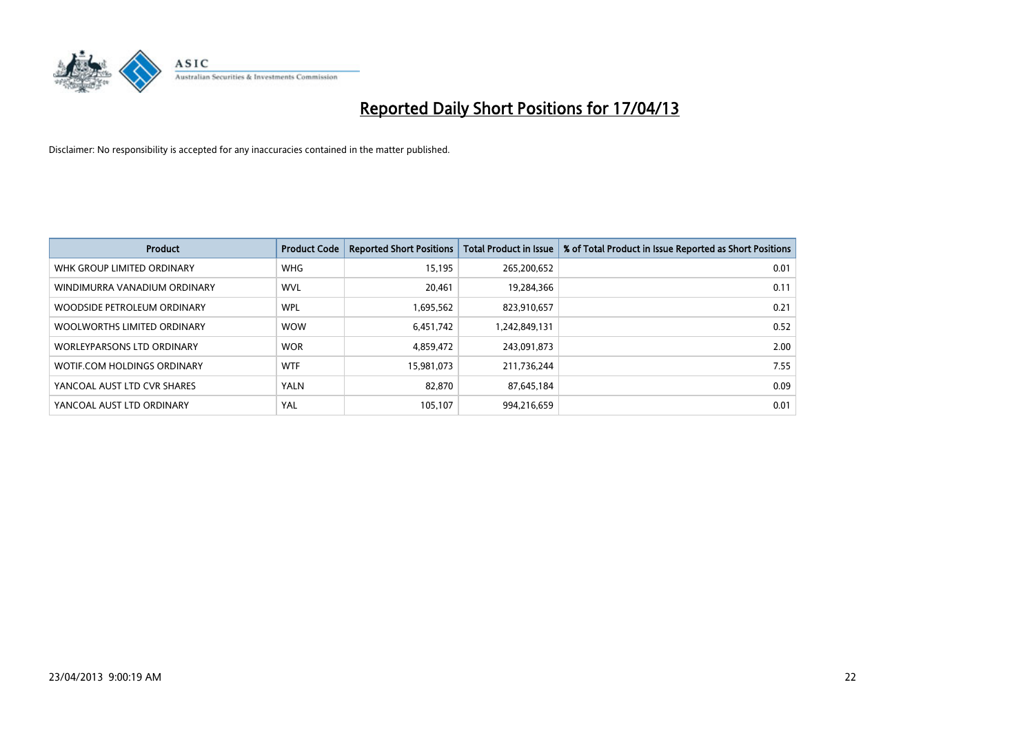# Reported Daily Short Positions for 17/04/13

Disclaimer: No responsibility is accepted for any inaccuracies contained in the matter published.

| Product | Product Code | Reported Short Positions | Total Product in Issue | % of Total Product in Issue Reported as Short Positions |
|---|---|---|---|---|
| WHK GROUP LIMITED ORDINARY | WHG | 15,195 | 265,200,652 | 0.01 |
| WINDIMURRA VANADIUM ORDINARY | WVL | 20,461 | 19,284,366 | 0.11 |
| WOODSIDE PETROLEUM ORDINARY | WPL | 1,695,562 | 823,910,657 | 0.21 |
| WOOLWORTHS LIMITED ORDINARY | WOW | 6,451,742 | 1,242,849,131 | 0.52 |
| WORLEYPARSONS LTD ORDINARY | WOR | 4,859,472 | 243,091,873 | 2.00 |
| WOTIF.COM HOLDINGS ORDINARY | WTF | 15,981,073 | 211,736,244 | 7.55 |
| YANCOAL AUST LTD CVR SHARES | YALN | 82,870 | 87,645,184 | 0.09 |
| YANCOAL AUST LTD ORDINARY | YAL | 105,107 | 994,216,659 | 0.01 |

23/04/2013 9:00:19 AM